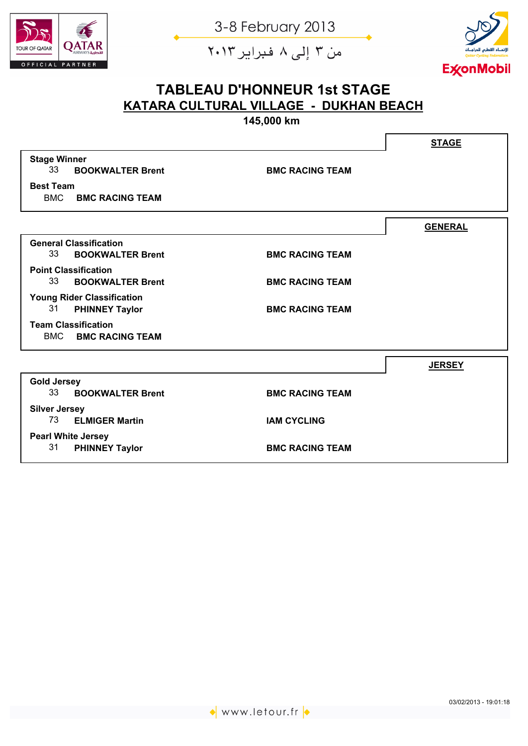3-8 February 2013

من ٣ إلى ٨ فبراير ٢٠١٣

# TABLEAU D'HONNEUR 1st STAGE

## KATARA CULTURAL VILLAGE - DUKHAN BEACH

**145,000 km**

### STAGE

**Stage Winner**

| | | |
|---|---|---|
| 33 | **BOOKWALTER Brent** | **BMC RACING TEAM** |

**Best Team**

| | |
|---|---|
| BMC | **BMC RACING TEAM** |

### GENERAL

**General Classification**

| | | |
|---|---|---|
| 33 | **BOOKWALTER Brent** | **BMC RACING TEAM** |

**Point Classification**

| | | |
|---|---|---|
| 33 | **BOOKWALTER Brent** | **BMC RACING TEAM** |

**Young Rider Classification**

| | | |
|---|---|---|
| 31 | **PHINNEY Taylor** | **BMC RACING TEAM** |

**Team Classification**

| | |
|---|---|
| BMC | **BMC RACING TEAM** |

### JERSEY

**Gold Jersey**

| | | |
|---|---|---|
| 33 | **BOOKWALTER Brent** | **BMC RACING TEAM** |

**Silver Jersey**

| | | |
|---|---|---|
| 73 | **ELMIGER Martin** | **IAM CYCLING** |

**Pearl White Jersey**

| | | |
|---|---|---|
| 31 | **PHINNEY Taylor** | **BMC RACING TEAM** |

03/02/2013 - 19:01:18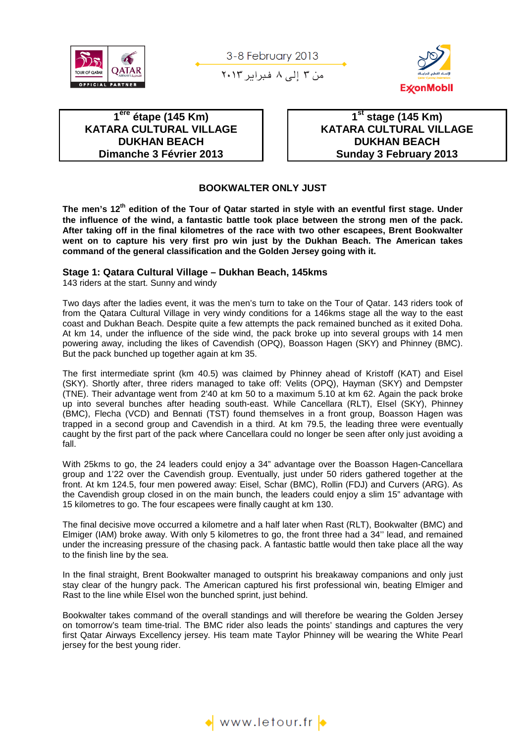3-8 February 2013

من ٣ إلى ٨ فبراير ٢٠١٣

| 1ère étape (145 Km) KATARA CULTURAL VILLAGE DUKHAN BEACH Dimanche 3 Février 2013 | 1st stage (145 Km) KATARA CULTURAL VILLAGE DUKHAN BEACH Sunday 3 February 2013 |
|---|---|

## BOOKWALTER ONLY JUST

**The men's 12th edition of the Tour of Qatar started in style with an eventful first stage. Under the influence of the wind, a fantastic battle took place between the strong men of the pack. After taking off in the final kilometres of the race with two other escapees, Brent Bookwalter went on to capture his very first pro win just by the Dukhan Beach. The American takes command of the general classification and the Golden Jersey going with it.**

### Stage 1: Qatara Cultural Village – Dukhan Beach, 145kms

143 riders at the start. Sunny and windy

Two days after the ladies event, it was the men's turn to take on the Tour of Qatar. 143 riders took of from the Qatara Cultural Village in very windy conditions for a 146kms stage all the way to the east coast and Dukhan Beach. Despite quite a few attempts the pack remained bunched as it exited Doha. At km 14, under the influence of the side wind, the pack broke up into several groups with 14 men powering away, including the likes of Cavendish (OPQ), Boasson Hagen (SKY) and Phinney (BMC). But the pack bunched up together again at km 35.

The first intermediate sprint (km 40.5) was claimed by Phinney ahead of Kristoff (KAT) and Eisel (SKY). Shortly after, three riders managed to take off: Velits (OPQ), Hayman (SKY) and Dempster (TNE). Their advantage went from 2'40 at km 50 to a maximum 5.10 at km 62. Again the pack broke up into several bunches after heading south-east. While Cancellara (RLT), Elsel (SKY), Phinney (BMC), Flecha (VCD) and Bennati (TST) found themselves in a front group, Boasson Hagen was trapped in a second group and Cavendish in a third. At km 79.5, the leading three were eventually caught by the first part of the pack where Cancellara could no longer be seen after only just avoiding a fall.

With 25kms to go, the 24 leaders could enjoy a 34" advantage over the Boasson Hagen-Cancellara group and 1'22 over the Cavendish group. Eventually, just under 50 riders gathered together at the front. At km 124.5, four men powered away: Eisel, Schar (BMC), Rollin (FDJ) and Curvers (ARG). As the Cavendish group closed in on the main bunch, the leaders could enjoy a slim 15" advantage with 15 kilometres to go. The four escapees were finally caught at km 130.

The final decisive move occurred a kilometre and a half later when Rast (RLT), Bookwalter (BMC) and Elmiger (IAM) broke away. With only 5 kilometres to go, the front three had a 34'' lead, and remained under the increasing pressure of the chasing pack. A fantastic battle would then take place all the way to the finish line by the sea.

In the final straight, Brent Bookwalter managed to outsprint his breakaway companions and only just stay clear of the hungry pack. The American captured his first professional win, beating Elmiger and Rast to the line while Elsel won the bunched sprint, just behind.

Bookwalter takes command of the overall standings and will therefore be wearing the Golden Jersey on tomorrow's team time-trial. The BMC rider also leads the points' standings and captures the very first Qatar Airways Excellency jersey. His team mate Taylor Phinney will be wearing the White Pearl jersey for the best young rider.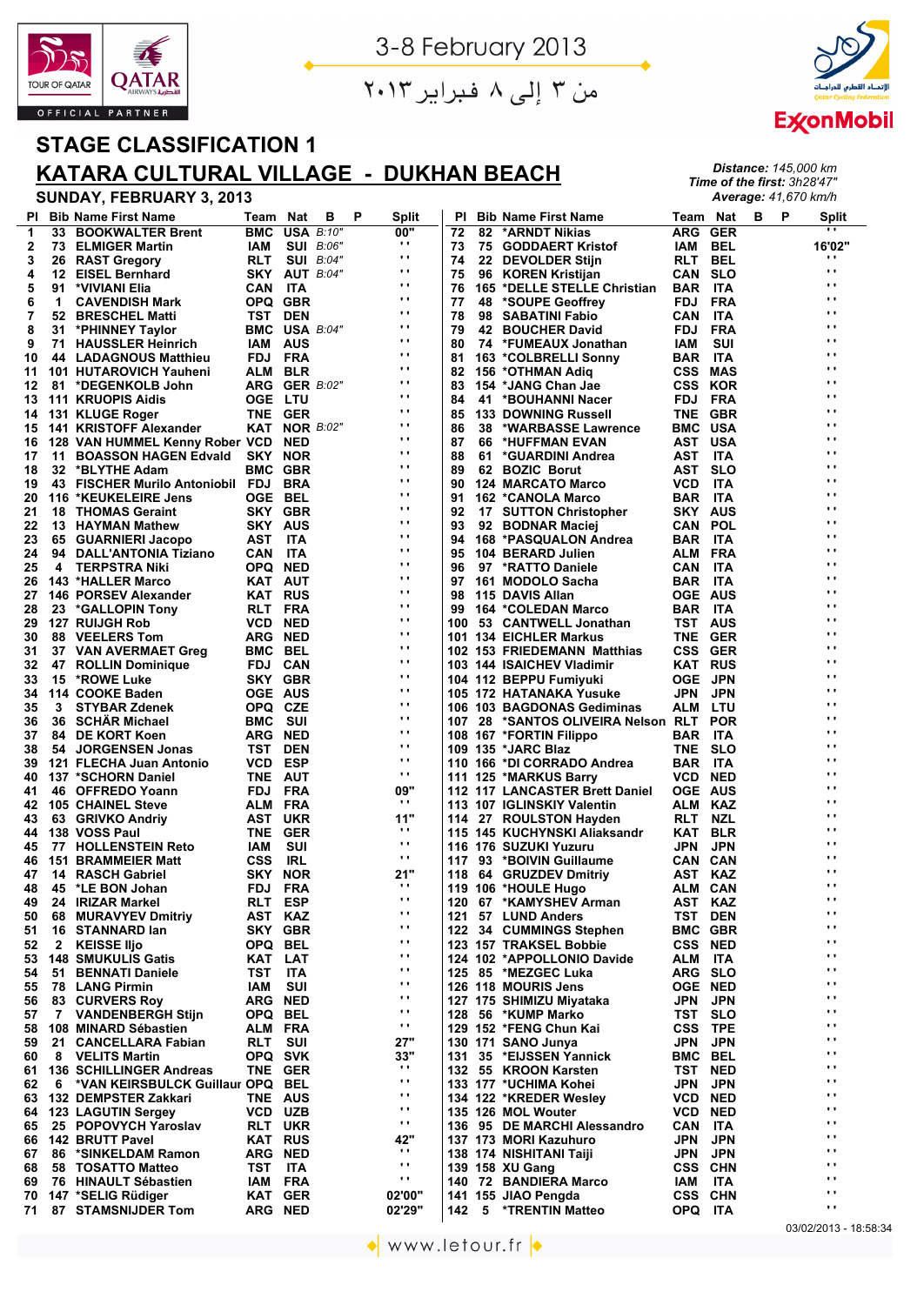3-8 February 2013

من ٣ إلى ٨ فبراير ٢٠١٣

# STAGE CLASSIFICATION 1

## KATARA CULTURAL VILLAGE - DUKHAN BEACH

**SUNDAY, FEBRUARY 3, 2013**

*Distance:* 145,000 km
*Time of the first:* 3h28'47"
*Average:* 41,670 km/h

| Pl | Bib | Name First Name | Team | Nat | B | P | Split |
|---|---|---|---|---|---|---|---|
| 1 | 33 | BOOKWALTER Brent | BMC | USA | B:10" | | 00" |
| 2 | 73 | ELMIGER Martin | IAM | SUI | B:06" | | '' |
| 3 | 26 | RAST Gregory | RLT | SUI | B:04" | | '' |
| 4 | 12 | EISEL Bernhard | SKY | AUT | B:04" | | '' |
| 5 | 91 | *VIVIANI Elia | CAN | ITA | | | '' |
| 6 | 1 | CAVENDISH Mark | OPQ | GBR | | | '' |
| 7 | 52 | BRESCHEL Matti | TST | DEN | | | '' |
| 8 | 31 | *PHINNEY Taylor | BMC | USA | B:04" | | '' |
| 9 | 71 | HAUSSLER Heinrich | IAM | AUS | | | '' |
| 10 | 44 | LADAGNOUS Matthieu | FDJ | FRA | | | '' |
| 11 | 101 | HUTAROVICH Yauheni | ALM | BLR | | | '' |
| 12 | 81 | *DEGENKOLB John | ARG | GER | B:02" | | '' |
| 13 | 111 | KRUOPIS Aidis | OGE | LTU | | | '' |
| 14 | 131 | KLUGE Roger | TNE | GER | | | '' |
| 15 | 141 | KRISTOFF Alexander | KAT | NOR | B:02" | | '' |
| 16 | 128 | VAN HUMMEL Kenny Rober | VCD | NED | | | '' |
| 17 | 11 | BOASSON HAGEN Edvald | SKY | NOR | | | '' |
| 18 | 32 | *BLYTHE Adam | BMC | GBR | | | '' |
| 19 | 43 | FISCHER Murilo Antoniobil | FDJ | BRA | | | '' |
| 20 | 116 | *KEUKELEIRE Jens | OGE | BEL | | | '' |
| 21 | 18 | THOMAS Geraint | SKY | GBR | | | '' |
| 22 | 13 | HAYMAN Mathew | SKY | AUS | | | '' |
| 23 | 65 | GUARNIERI Jacopo | AST | ITA | | | '' |
| 24 | 94 | DALL'ANTONIA Tiziano | CAN | ITA | | | '' |
| 25 | 4 | TERPSTRA Niki | OPQ | NED | | | '' |
| 26 | 143 | *HALLER Marco | KAT | AUT | | | '' |
| 27 | 146 | PORSEV Alexander | KAT | RUS | | | '' |
| 28 | 23 | *GALLOPIN Tony | RLT | FRA | | | '' |
| 29 | 127 | RUIJGH Rob | VCD | NED | | | '' |
| 30 | 88 | VEELERS Tom | ARG | NED | | | '' |
| 31 | 37 | VAN AVERMAET Greg | BMC | BEL | | | '' |
| 32 | 47 | ROLLIN Dominique | FDJ | CAN | | | '' |
| 33 | 15 | *ROWE Luke | SKY | GBR | | | '' |
| 34 | 114 | COOKE Baden | OGE | AUS | | | '' |
| 35 | 3 | STYBAR Zdenek | OPQ | CZE | | | '' |
| 36 | 36 | SCHÄR Michael | BMC | SUI | | | '' |
| 37 | 84 | DE KORT Koen | ARG | NED | | | '' |
| 38 | 54 | JORGENSEN Jonas | TST | DEN | | | '' |
| 39 | 121 | FLECHA Juan Antonio | VCD | ESP | | | '' |
| 40 | 137 | *SCHORN Daniel | TNE | AUT | | | '' |
| 41 | 46 | OFFREDO Yoann | FDJ | FRA | | | 09" |
| 42 | 105 | CHAINEL Steve | ALM | FRA | | | '' |
| 43 | 63 | GRIVKO Andriy | AST | UKR | | | 11" |
| 44 | 138 | VOSS Paul | TNE | GER | | | '' |
| 45 | 77 | HOLLENSTEIN Reto | IAM | SUI | | | '' |
| 46 | 151 | BRAMMEIER Matt | CSS | IRL | | | '' |
| 47 | 14 | RASCH Gabriel | SKY | NOR | | | 21" |
| 48 | 45 | *LE BON Johan | FDJ | FRA | | | '' |
| 49 | 24 | IRIZAR Markel | RLT | ESP | | | '' |
| 50 | 68 | MURAVYEV Dmitriy | AST | KAZ | | | '' |
| 51 | 16 | STANNARD Ian | SKY | GBR | | | '' |
| 52 | 2 | KEISSE Iljo | OPQ | BEL | | | '' |
| 53 | 148 | SMUKULIS Gatis | KAT | LAT | | | '' |
| 54 | 51 | BENNATI Daniele | TST | ITA | | | '' |
| 55 | 78 | LANG Pirmin | IAM | SUI | | | '' |
| 56 | 83 | CURVERS Roy | ARG | NED | | | '' |
| 57 | 7 | VANDENBERGH Stijn | OPQ | BEL | | | '' |
| 58 | 108 | MINARD Sébastien | ALM | FRA | | | '' |
| 59 | 21 | CANCELLARA Fabian | RLT | SUI | | | 27" |
| 60 | 8 | VELITS Martin | OPQ | SVK | | | 33" |
| 61 | 136 | SCHILLINGER Andreas | TNE | GER | | | '' |
| 62 | 6 | *VAN KEIRSBULCK Guillaur | OPQ | BEL | | | '' |
| 63 | 132 | DEMPSTER Zakkari | TNE | AUS | | | '' |
| 64 | 123 | LAGUTIN Sergey | VCD | UZB | | | '' |
| 65 | 25 | POPOVYCH Yaroslav | RLT | UKR | | | '' |
| 66 | 142 | BRUTT Pavel | KAT | RUS | | | 42" |
| 67 | 86 | *SINKELDAM Ramon | ARG | NED | | | '' |
| 68 | 58 | TOSATTO Matteo | TST | ITA | | | '' |
| 69 | 76 | HINAULT Sébastien | IAM | FRA | | | '' |
| 70 | 147 | *SELIG Rüdiger | KAT | GER | | | 02'00" |
| 71 | 87 | STAMSNIJDER Tom | ARG | NED | | | 02'29" |
| 72 | 82 | *ARNDT Nikias | ARG | GER | | | '' |
| 73 | 75 | GODDAERT Kristof | IAM | BEL | | | 16'02" |
| 74 | 22 | DEVOLDER Stijn | RLT | BEL | | | '' |
| 75 | 96 | KOREN Kristijan | CAN | SLO | | | '' |
| 76 | 165 | *DELLE STELLE Christian | BAR | ITA | | | '' |
| 77 | 48 | *SOUPE Geoffrey | FDJ | FRA | | | '' |
| 78 | 98 | SABATINI Fabio | CAN | ITA | | | '' |
| 79 | 42 | BOUCHER David | FDJ | FRA | | | '' |
| 80 | 74 | *FUMEAUX Jonathan | IAM | SUI | | | '' |
| 81 | 163 | *COLBRELLI Sonny | BAR | ITA | | | '' |
| 82 | 156 | *OTHMAN Adiq | CSS | MAS | | | '' |
| 83 | 154 | *JANG Chan Jae | CSS | KOR | | | '' |
| 84 | 41 | *BOUHANNI Nacer | FDJ | FRA | | | '' |
| 85 | 133 | DOWNING Russell | TNE | GBR | | | '' |
| 86 | 38 | *WARBASSE Lawrence | BMC | USA | | | '' |
| 87 | 66 | *HUFFMAN EVAN | AST | USA | | | '' |
| 88 | 61 | *GUARDINI Andrea | AST | ITA | | | '' |
| 89 | 62 | BOZIC Borut | AST | SLO | | | '' |
| 90 | 124 | MARCATO Marco | VCD | ITA | | | '' |
| 91 | 162 | *CANOLA Marco | BAR | ITA | | | '' |
| 92 | 17 | SUTTON Christopher | SKY | AUS | | | '' |
| 93 | 92 | BODNAR Maciej | CAN | POL | | | '' |
| 94 | 168 | *PASQUALON Andrea | BAR | ITA | | | '' |
| 95 | 104 | BERARD Julien | ALM | FRA | | | '' |
| 96 | 97 | *RATTO Daniele | CAN | ITA | | | '' |
| 97 | 161 | MODOLO Sacha | BAR | ITA | | | '' |
| 98 | 115 | DAVIS Allan | OGE | AUS | | | '' |
| 99 | 164 | *COLEDAN Marco | BAR | ITA | | | '' |
| 100 | 53 | CANTWELL Jonathan | TST | AUS | | | '' |
| 101 | 134 | EICHLER Markus | TNE | GER | | | '' |
| 102 | 153 | FRIEDEMANN Matthias | CSS | GER | | | '' |
| 103 | 144 | ISAICHEV Vladimir | KAT | RUS | | | '' |
| 104 | 112 | BEPPU Fumiyuki | OGE | JPN | | | '' |
| 105 | 172 | HATANAKA Yusuke | JPN | JPN | | | '' |
| 106 | 103 | BAGDONAS Gediminas | ALM | LTU | | | '' |
| 107 | 28 | *SANTOS OLIVEIRA Nelson | RLT | POR | | | '' |
| 108 | 167 | *FORTIN Filippo | BAR | ITA | | | '' |
| 109 | 135 | *JARC Blaz | TNE | SLO | | | '' |
| 110 | 166 | *DI CORRADO Andrea | BAR | ITA | | | '' |
| 111 | 125 | *MARKUS Barry | VCD | NED | | | '' |
| 112 | 117 | LANCASTER Brett Daniel | OGE | AUS | | | '' |
| 113 | 107 | IGLINSKIY Valentin | ALM | KAZ | | | '' |
| 114 | 27 | ROULSTON Hayden | RLT | NZL | | | '' |
| 115 | 145 | KUCHYNSKI Aliaksandr | KAT | BLR | | | '' |
| 116 | 176 | SUZUKI Yuzuru | JPN | JPN | | | '' |
| 117 | 93 | *BOIVIN Guillaume | CAN | CAN | | | '' |
| 118 | 64 | GRUZDEV Dmitriy | AST | KAZ | | | '' |
| 119 | 106 | *HOULE Hugo | ALM | CAN | | | '' |
| 120 | 67 | *KAMYSHEV Arman | AST | KAZ | | | '' |
| 121 | 57 | LUND Anders | TST | DEN | | | '' |
| 122 | 34 | CUMMINGS Stephen | BMC | GBR | | | '' |
| 123 | 157 | TRAKSEL Bobbie | CSS | NED | | | '' |
| 124 | 102 | *APPOLLONIO Davide | ALM | ITA | | | '' |
| 125 | 85 | *MEZGEC Luka | ARG | SLO | | | '' |
| 126 | 118 | MOURIS Jens | OGE | NED | | | '' |
| 127 | 175 | SHIMIZU Miyataka | JPN | JPN | | | '' |
| 128 | 56 | *KUMP Marko | TST | SLO | | | '' |
| 129 | 152 | *FENG Chun Kai | CSS | TPE | | | '' |
| 130 | 171 | SANO Junya | JPN | JPN | | | '' |
| 131 | 35 | *EIJSSEN Yannick | BMC | BEL | | | '' |
| 132 | 55 | KROON Karsten | TST | NED | | | '' |
| 133 | 177 | *UCHIMA Kohei | JPN | JPN | | | '' |
| 134 | 122 | *KREDER Wesley | VCD | NED | | | '' |
| 135 | 126 | MOL Wouter | VCD | NED | | | '' |
| 136 | 95 | DE MARCHI Alessandro | CAN | ITA | | | '' |
| 137 | 173 | MORI Kazuhuro | JPN | JPN | | | '' |
| 138 | 174 | NISHITANI Taiji | JPN | JPN | | | '' |
| 139 | 158 | XU Gang | CSS | CHN | | | '' |
| 140 | 72 | BANDIERA Marco | IAM | ITA | | | '' |
| 141 | 155 | JIAO Pengda | CSS | CHN | | | '' |
| 142 | 5 | *TRENTIN Matteo | OPQ | ITA | | | '' |

03/02/2013 - 18:58:34

www.letour.fr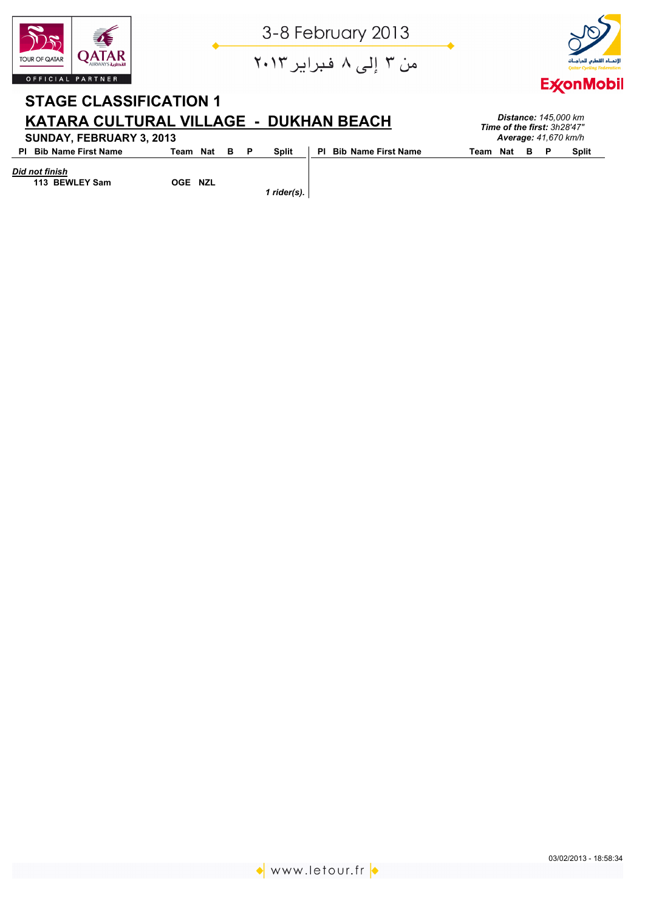3-8 February 2013

من ٣ إلى ٨ فبراير ٢٠١٣

## STAGE CLASSIFICATION 1

## KATARA CULTURAL VILLAGE - DUKHAN BEACH

**SUNDAY, FEBRUARY 3, 2013**

***Distance:*** *145,000 km*
***Time of the first:*** *3h28'47"*
***Average:*** *41,670 km/h*

| Pl | Bib | Name First Name | Team | Nat | B | P | Split |
|---|---|---|---|---|---|---|---|
| ***Did not finish*** | | | | | | | |
| | 113 | BEWLEY Sam | OGE | NZL | | | |
| | | | | | | | *1 rider(s).* |

03/02/2013 - 18:58:34

www.letour.fr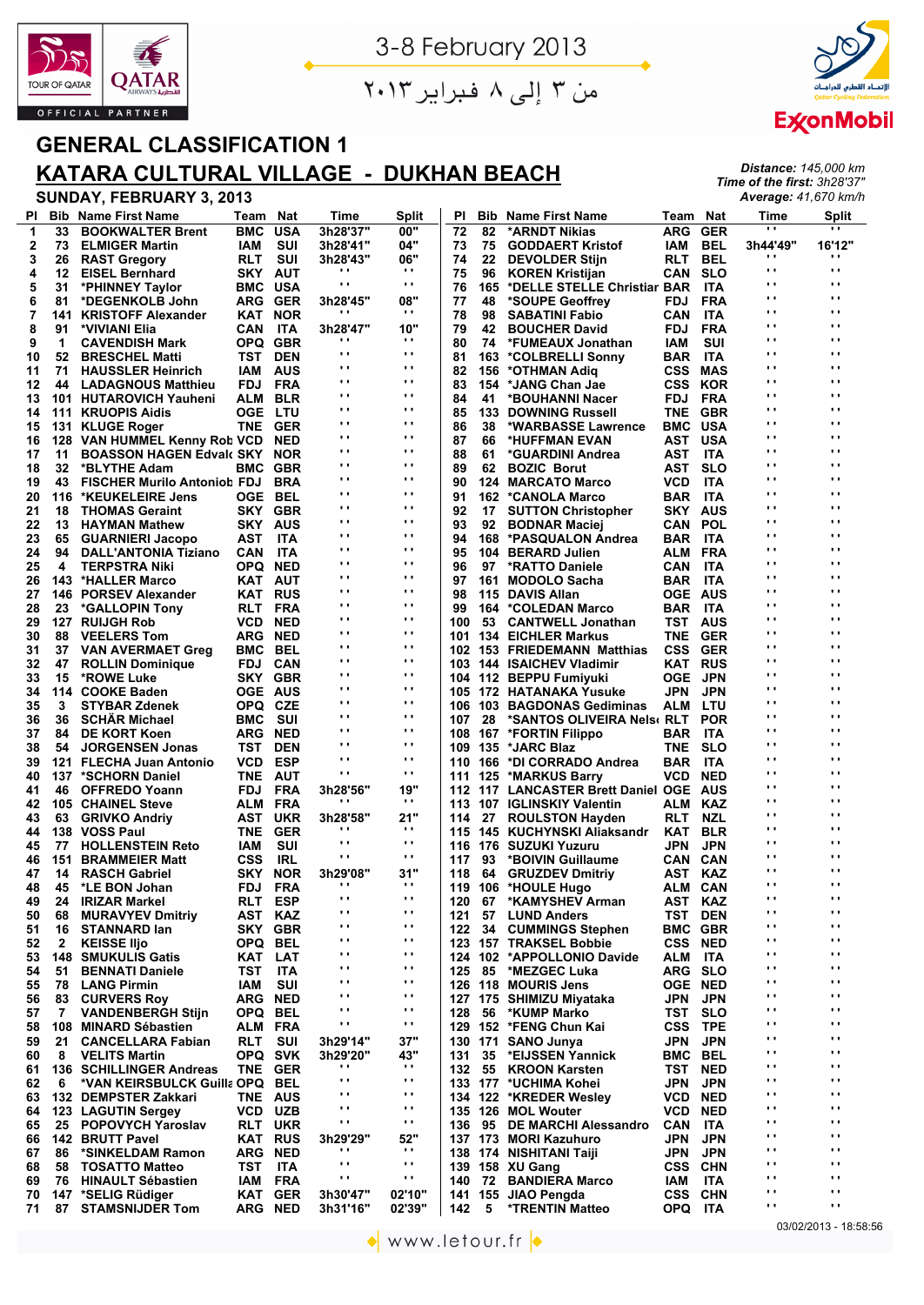3-8 February 2013

من ٣ إلى ٨ فبراير ٢٠١٣

# GENERAL CLASSIFICATION 1

## KATARA CULTURAL VILLAGE - DUKHAN BEACH

**SUNDAY, FEBRUARY 3, 2013**

*Distance:* 145,000 km
*Time of the first:* 3h28'37"
*Average:* 41,670 km/h

| Pl | Bib | Name First Name | Team | Nat | Time | Split |
|---|---|---|---|---|---|---|
| 1 | 33 | BOOKWALTER Brent | BMC | USA | 3h28'37" | 00" |
| 2 | 73 | ELMIGER Martin | IAM | SUI | 3h28'41" | 04" |
| 3 | 26 | RAST Gregory | RLT | SUI | 3h28'43" | 06" |
| 4 | 12 | EISEL Bernhard | SKY | AUT | " | " |
| 5 | 31 | *PHINNEY Taylor | BMC | USA | " | " |
| 6 | 81 | *DEGENKOLB John | ARG | GER | 3h28'45" | 08" |
| 7 | 141 | KRISTOFF Alexander | KAT | NOR | " | " |
| 8 | 91 | *VIVIANI Elia | CAN | ITA | 3h28'47" | 10" |
| 9 | 1 | CAVENDISH Mark | OPQ | GBR | " | " |
| 10 | 52 | BRESCHEL Matti | TST | DEN | " | " |
| 11 | 71 | HAUSSLER Heinrich | IAM | AUS | " | " |
| 12 | 44 | LADAGNOUS Matthieu | FDJ | FRA | " | " |
| 13 | 101 | HUTAROVICH Yauheni | ALM | BLR | " | " |
| 14 | 111 | KRUOPIS Aidis | OGE | LTU | " | " |
| 15 | 131 | KLUGE Roger | TNE | GER | " | " |
| 16 | 128 | VAN HUMMEL Kenny Rob | VCD | NED | " | " |
| 17 | 11 | BOASSON HAGEN Edvald | SKY | NOR | " | " |
| 18 | 32 | *BLYTHE Adam | BMC | GBR | " | " |
| 19 | 43 | FISCHER Murilo Antonio | FDJ | BRA | " | " |
| 20 | 116 | *KEUKELEIRE Jens | OGE | BEL | " | " |
| 21 | 18 | THOMAS Geraint | SKY | GBR | " | " |
| 22 | 13 | HAYMAN Mathew | SKY | AUS | " | " |
| 23 | 65 | GUARNIERI Jacopo | AST | ITA | " | " |
| 24 | 94 | DALL'ANTONIA Tiziano | CAN | ITA | " | " |
| 25 | 4 | TERPSTRA Niki | OPQ | NED | " | " |
| 26 | 143 | *HALLER Marco | KAT | AUT | " | " |
| 27 | 146 | PORSEV Alexander | KAT | RUS | " | " |
| 28 | 23 | *GALLOPIN Tony | RLT | FRA | " | " |
| 29 | 127 | RUIJGH Rob | VCD | NED | " | " |
| 30 | 88 | VEELERS Tom | ARG | NED | " | " |
| 31 | 37 | VAN AVERMAET Greg | BMC | BEL | " | " |
| 32 | 47 | ROLLIN Dominique | FDJ | CAN | " | " |
| 33 | 15 | *ROWE Luke | SKY | GBR | " | " |
| 34 | 114 | COOKE Baden | OGE | AUS | " | " |
| 35 | 3 | STYBAR Zdenek | OPQ | CZE | " | " |
| 36 | 36 | SCHÄR Michael | BMC | SUI | " | " |
| 37 | 84 | DE KORT Koen | ARG | NED | " | " |
| 38 | 54 | JORGENSEN Jonas | TST | DEN | " | " |
| 39 | 121 | FLECHA Juan Antonio | VCD | ESP | " | " |
| 40 | 137 | *SCHORN Daniel | TNE | AUT | " | " |
| 41 | 46 | OFFREDO Yoann | FDJ | FRA | 3h28'56" | 19" |
| 42 | 105 | CHAINEL Steve | ALM | FRA | " | " |
| 43 | 63 | GRIVKO Andriy | AST | UKR | 3h28'58" | 21" |
| 44 | 138 | VOSS Paul | TNE | GER | " | " |
| 45 | 77 | HOLLENSTEIN Reto | IAM | SUI | " | " |
| 46 | 151 | BRAMMEIER Matt | CSS | IRL | " | " |
| 47 | 14 | RASCH Gabriel | SKY | NOR | 3h29'08" | 31" |
| 48 | 45 | *LE BON Johan | FDJ | FRA | " | " |
| 49 | 24 | IRIZAR Markel | RLT | ESP | " | " |
| 50 | 68 | MURAVYEV Dmitriy | AST | KAZ | " | " |
| 51 | 16 | STANNARD Ian | SKY | GBR | " | " |
| 52 | 2 | KEISSE Iljo | OPQ | BEL | " | " |
| 53 | 148 | SMUKULIS Gatis | KAT | LAT | " | " |
| 54 | 51 | BENNATI Daniele | TST | ITA | " | " |
| 55 | 78 | LANG Pirmin | IAM | SUI | " | " |
| 56 | 83 | CURVERS Roy | ARG | NED | " | " |
| 57 | 7 | VANDENBERGH Stijn | OPQ | BEL | " | " |
| 58 | 108 | MINARD Sébastien | ALM | FRA | " | " |
| 59 | 21 | CANCELLARA Fabian | RLT | SUI | 3h29'14" | 37" |
| 60 | 8 | VELITS Martin | OPQ | SVK | 3h29'20" | 43" |
| 61 | 136 | SCHILLINGER Andreas | TNE | GER | " | " |
| 62 | 6 | *VAN KEIRSBULCK Guillaume | OPQ | BEL | " | " |
| 63 | 132 | DEMPSTER Zakkari | TNE | AUS | " | " |
| 64 | 123 | LAGUTIN Sergey | VCD | UZB | " | " |
| 65 | 25 | POPOVYCH Yaroslav | RLT | UKR | " | " |
| 66 | 142 | BRUTT Pavel | KAT | RUS | 3h29'29" | 52" |
| 67 | 86 | *SINKELDAM Ramon | ARG | NED | " | " |
| 68 | 58 | TOSATTO Matteo | TST | ITA | " | " |
| 69 | 76 | HINAULT Sébastien | IAM | FRA | " | " |
| 70 | 147 | *SELIG Rüdiger | KAT | GER | 3h30'47" | 02'10" |
| 71 | 87 | STAMSNIJDER Tom | ARG | NED | 3h31'16" | 02'39" |
| 72 | 82 | *ARNDT Nikias | ARG | GER | " | " |
| 73 | 75 | GODDAERT Kristof | IAM | BEL | 3h44'49" | 16'12" |
| 74 | 22 | DEVOLDER Stijn | RLT | BEL | " | " |
| 75 | 96 | KOREN Kristijan | CAN | SLO | " | " |
| 76 | 165 | *DELLE STELLE Christian | BAR | ITA | " | " |
| 77 | 48 | *SOUPE Geoffrey | FDJ | FRA | " | " |
| 78 | 98 | SABATINI Fabio | CAN | ITA | " | " |
| 79 | 42 | BOUCHER David | FDJ | FRA | " | " |
| 80 | 74 | *FUMEAUX Jonathan | IAM | SUI | " | " |
| 81 | 163 | *COLBRELLI Sonny | BAR | ITA | " | " |
| 82 | 156 | *OTHMAN Adiq | CSS | MAS | " | " |
| 83 | 154 | *JANG Chan Jae | CSS | KOR | " | " |
| 84 | 41 | *BOUHANNI Nacer | FDJ | FRA | " | " |
| 85 | 133 | DOWNING Russell | TNE | GBR | " | " |
| 86 | 38 | *WARBASSE Lawrence | BMC | USA | " | " |
| 87 | 66 | *HUFFMAN EVAN | AST | USA | " | " |
| 88 | 61 | *GUARDINI Andrea | AST | ITA | " | " |
| 89 | 62 | BOZIC Borut | AST | SLO | " | " |
| 90 | 124 | MARCATO Marco | VCD | ITA | " | " |
| 91 | 162 | *CANOLA Marco | BAR | ITA | " | " |
| 92 | 17 | SUTTON Christopher | SKY | AUS | " | " |
| 93 | 92 | BODNAR Maciej | CAN | POL | " | " |
| 94 | 168 | *PASQUALON Andrea | BAR | ITA | " | " |
| 95 | 104 | BERARD Julien | ALM | FRA | " | " |
| 96 | 97 | *RATTO Daniele | CAN | ITA | " | " |
| 97 | 161 | MODOLO Sacha | BAR | ITA | " | " |
| 98 | 115 | DAVIS Allan | OGE | AUS | " | " |
| 99 | 164 | *COLEDAN Marco | BAR | ITA | " | " |
| 100 | 53 | CANTWELL Jonathan | TST | AUS | " | " |
| 101 | 134 | EICHLER Markus | TNE | GER | " | " |
| 102 | 153 | FRIEDEMANN Matthias | CSS | GER | " | " |
| 103 | 144 | ISAICHEV Vladimir | KAT | RUS | " | " |
| 104 | 112 | BEPPU Fumiyuki | OGE | JPN | " | " |
| 105 | 172 | HATANAKA Yusuke | JPN | JPN | " | " |
| 106 | 103 | BAGDONAS Gediminas | ALM | LTU | " | " |
| 107 | 28 | *SANTOS OLIVEIRA Nelson | RLT | POR | " | " |
| 108 | 167 | *FORTIN Filippo | BAR | ITA | " | " |
| 109 | 135 | *JARC Blaz | TNE | SLO | " | " |
| 110 | 166 | *DI CORRADO Andrea | BAR | ITA | " | " |
| 111 | 125 | *MARKUS Barry | VCD | NED | " | " |
| 112 | 117 | LANCASTER Brett Daniel | OGE | AUS | " | " |
| 113 | 107 | IGLINSKIY Valentin | ALM | KAZ | " | " |
| 114 | 27 | ROULSTON Hayden | RLT | NZL | " | " |
| 115 | 145 | KUCHYNSKI Aliaksandr | KAT | BLR | " | " |
| 116 | 176 | SUZUKI Yuzuru | JPN | JPN | " | " |
| 117 | 93 | *BOIVIN Guillaume | CAN | CAN | " | " |
| 118 | 64 | GRUZDEV Dmitriy | AST | KAZ | " | " |
| 119 | 106 | *HOULE Hugo | ALM | CAN | " | " |
| 120 | 67 | *KAMYSHEV Arman | AST | KAZ | " | " |
| 121 | 57 | LUND Anders | TST | DEN | " | " |
| 122 | 34 | CUMMINGS Stephen | BMC | GBR | " | " |
| 123 | 157 | TRAKSEL Bobbie | CSS | NED | " | " |
| 124 | 102 | *APPOLLONIO Davide | ALM | ITA | " | " |
| 125 | 85 | *MEZGEC Luka | ARG | SLO | " | " |
| 126 | 118 | MOURIS Jens | OGE | NED | " | " |
| 127 | 175 | SHIMIZU Miyataka | JPN | JPN | " | " |
| 128 | 56 | *KUMP Marko | TST | SLO | " | " |
| 129 | 152 | *FENG Chun Kai | CSS | TPE | " | " |
| 130 | 171 | SANO Junya | JPN | JPN | " | " |
| 131 | 35 | *EIJSSEN Yannick | BMC | BEL | " | " |
| 132 | 55 | KROON Karsten | TST | NED | " | " |
| 133 | 177 | *UCHIMA Kohei | JPN | JPN | " | " |
| 134 | 122 | *KREDER Wesley | VCD | NED | " | " |
| 135 | 126 | MOL Wouter | VCD | NED | " | " |
| 136 | 95 | DE MARCHI Alessandro | CAN | ITA | " | " |
| 137 | 173 | MORI Kazuhuro | JPN | JPN | " | " |
| 138 | 174 | NISHITANI Taiji | JPN | JPN | " | " |
| 139 | 158 | XU Gang | CSS | CHN | " | " |
| 140 | 72 | BANDIERA Marco | IAM | ITA | " | " |
| 141 | 155 | JIAO Pengda | CSS | CHN | " | " |
| 142 | 5 | *TRENTIN Matteo | OPQ | ITA | " | " |

03/02/2013 - 18:58:56

www.letour.fr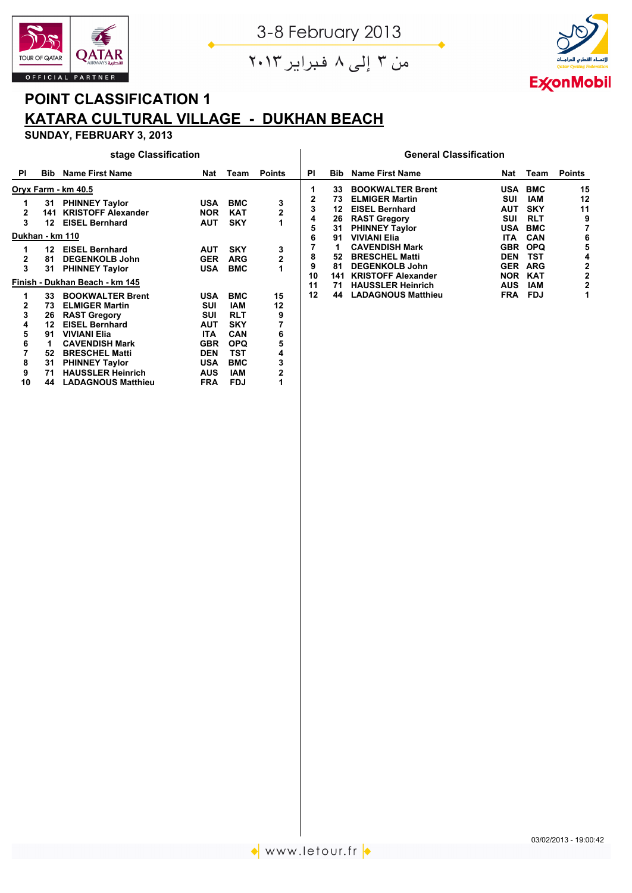3-8 February 2013

من ٣ إلى ٨ فبراير ٢٠١٣

# POINT CLASSIFICATION 1

## KATARA CULTURAL VILLAGE - DUKHAN BEACH

**SUNDAY, FEBRUARY 3, 2013**

### stage Classification

**Oryx Farm - km 40.5**

| Pl | Bib | Name First Name | Nat | Team | Points |
|---|---|---|---|---|---|
| 1 | 31 | PHINNEY Taylor | USA | BMC | 3 |
| 2 | 141 | KRISTOFF Alexander | NOR | KAT | 2 |
| 3 | 12 | EISEL Bernhard | AUT | SKY | 1 |

**Dukhan - km 110**

| Pl | Bib | Name First Name | Nat | Team | Points |
|---|---|---|---|---|---|
| 1 | 12 | EISEL Bernhard | AUT | SKY | 3 |
| 2 | 81 | DEGENKOLB John | GER | ARG | 2 |
| 3 | 31 | PHINNEY Taylor | USA | BMC | 1 |

**Finish - Dukhan Beach - km 145**

| Pl | Bib | Name First Name | Nat | Team | Points |
|---|---|---|---|---|---|
| 1 | 33 | BOOKWALTER Brent | USA | BMC | 15 |
| 2 | 73 | ELMIGER Martin | SUI | IAM | 12 |
| 3 | 26 | RAST Gregory | SUI | RLT | 9 |
| 4 | 12 | EISEL Bernhard | AUT | SKY | 7 |
| 5 | 91 | VIVIANI Elia | ITA | CAN | 6 |
| 6 | 1 | CAVENDISH Mark | GBR | OPQ | 5 |
| 7 | 52 | BRESCHEL Matti | DEN | TST | 4 |
| 8 | 31 | PHINNEY Taylor | USA | BMC | 3 |
| 9 | 71 | HAUSSLER Heinrich | AUS | IAM | 2 |
| 10 | 44 | LADAGNOUS Matthieu | FRA | FDJ | 1 |

### General Classification

| Pl | Bib | Name First Name | Nat | Team | Points |
|---|---|---|---|---|---|
| 1 | 33 | BOOKWALTER Brent | USA | BMC | 15 |
| 2 | 73 | ELMIGER Martin | SUI | IAM | 12 |
| 3 | 12 | EISEL Bernhard | AUT | SKY | 11 |
| 4 | 26 | RAST Gregory | SUI | RLT | 9 |
| 5 | 31 | PHINNEY Taylor | USA | BMC | 7 |
| 6 | 91 | VIVIANI Elia | ITA | CAN | 6 |
| 7 | 1 | CAVENDISH Mark | GBR | OPQ | 5 |
| 8 | 52 | BRESCHEL Matti | DEN | TST | 4 |
| 9 | 81 | DEGENKOLB John | GER | ARG | 2 |
| 10 | 141 | KRISTOFF Alexander | NOR | KAT | 2 |
| 11 | 71 | HAUSSLER Heinrich | AUS | IAM | 2 |
| 12 | 44 | LADAGNOUS Matthieu | FRA | FDJ | 1 |

03/02/2013 - 19:00:42

www.letour.fr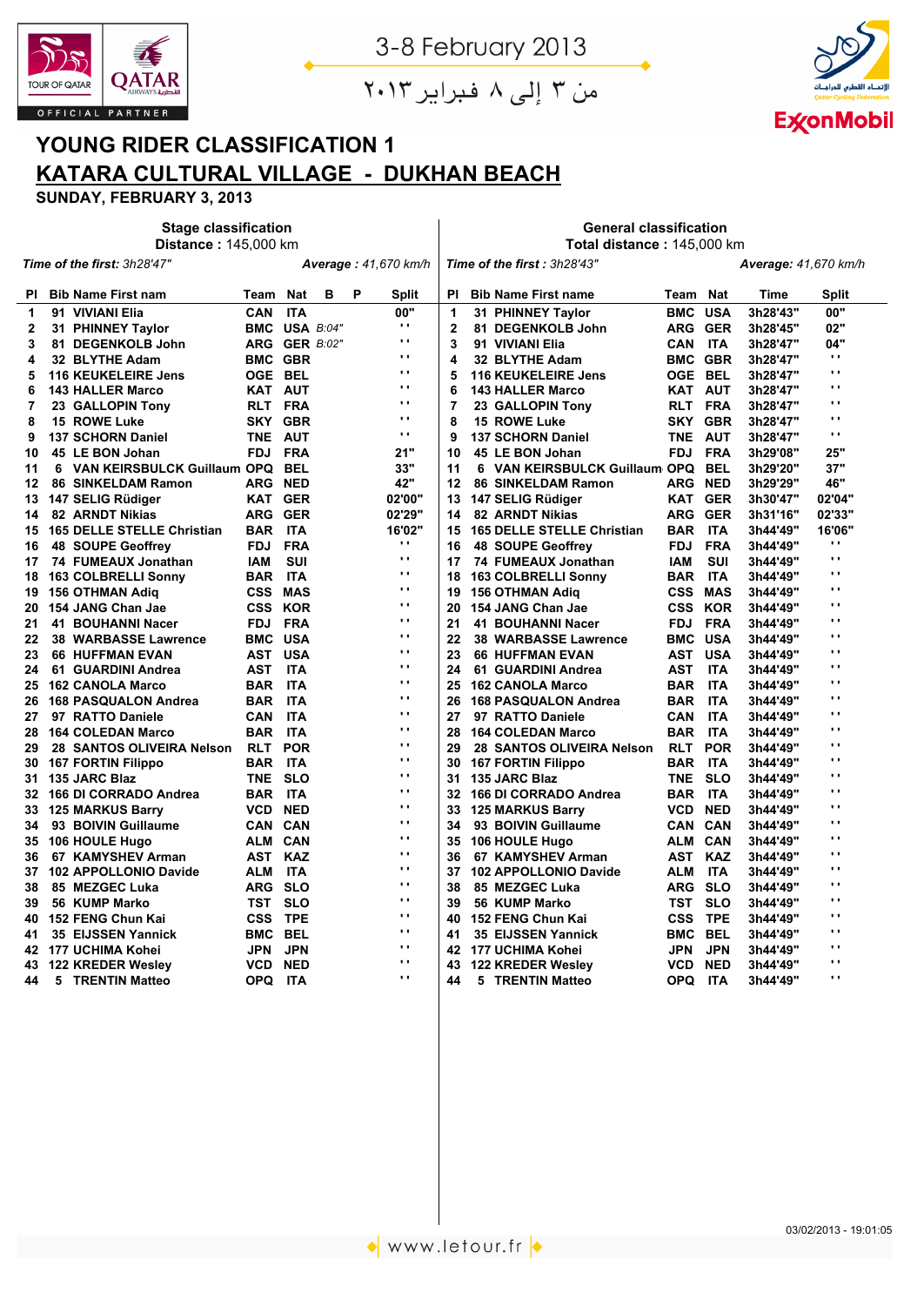3-8 February 2013

من ٣ إلى ٨ فبراير ٢٠١٣

# YOUNG RIDER CLASSIFICATION 1

## KATARA CULTURAL VILLAGE - DUKHAN BEACH

**SUNDAY, FEBRUARY 3, 2013**

### Stage classification

Distance : 145,000 km

*Time of the first: 3h28'47"* *Average : 41,670 km/h*

| Pl | Bib | Name First nam | Team | Nat | B | P | Split |
|---|---|---|---|---|---|---|---|
| 1 | 91 | VIVIANI Elia | CAN | ITA | | | 00" |
| 2 | 31 | PHINNEY Taylor | BMC | USA | B:04" | | ' ' |
| 3 | 81 | DEGENKOLB John | ARG | GER | B:02" | | ' ' |
| 4 | 32 | BLYTHE Adam | BMC | GBR | | | ' ' |
| 5 | 116 | KEUKELEIRE Jens | OGE | BEL | | | ' ' |
| 6 | 143 | HALLER Marco | KAT | AUT | | | ' ' |
| 7 | 23 | GALLOPIN Tony | RLT | FRA | | | ' ' |
| 8 | 15 | ROWE Luke | SKY | GBR | | | ' ' |
| 9 | 137 | SCHORN Daniel | TNE | AUT | | | ' ' |
| 10 | 45 | LE BON Johan | FDJ | FRA | | | 21" |
| 11 | 6 | VAN KEIRSBULCK Guillaum | OPQ | BEL | | | 33" |
| 12 | 86 | SINKELDAM Ramon | ARG | NED | | | 42" |
| 13 | 147 | SELIG Rüdiger | KAT | GER | | | 02'00" |
| 14 | 82 | ARNDT Nikias | ARG | GER | | | 02'29" |
| 15 | 165 | DELLE STELLE Christian | BAR | ITA | | | 16'02" |
| 16 | 48 | SOUPE Geoffrey | FDJ | FRA | | | ' ' |
| 17 | 74 | FUMEAUX Jonathan | IAM | SUI | | | ' ' |
| 18 | 163 | COLBRELLI Sonny | BAR | ITA | | | ' ' |
| 19 | 156 | OTHMAN Adiq | CSS | MAS | | | ' ' |
| 20 | 154 | JANG Chan Jae | CSS | KOR | | | ' ' |
| 21 | 41 | BOUHANNI Nacer | FDJ | FRA | | | ' ' |
| 22 | 38 | WARBASSE Lawrence | BMC | USA | | | ' ' |
| 23 | 66 | HUFFMAN EVAN | AST | USA | | | ' ' |
| 24 | 61 | GUARDINI Andrea | AST | ITA | | | ' ' |
| 25 | 162 | CANOLA Marco | BAR | ITA | | | ' ' |
| 26 | 168 | PASQUALON Andrea | BAR | ITA | | | ' ' |
| 27 | 97 | RATTO Daniele | CAN | ITA | | | ' ' |
| 28 | 164 | COLEDAN Marco | BAR | ITA | | | ' ' |
| 29 | 28 | SANTOS OLIVEIRA Nelson | RLT | POR | | | ' ' |
| 30 | 167 | FORTIN Filippo | BAR | ITA | | | ' ' |
| 31 | 135 | JARC Blaz | TNE | SLO | | | ' ' |
| 32 | 166 | DI CORRADO Andrea | BAR | ITA | | | ' ' |
| 33 | 125 | MARKUS Barry | VCD | NED | | | ' ' |
| 34 | 93 | BOIVIN Guillaume | CAN | CAN | | | ' ' |
| 35 | 106 | HOULE Hugo | ALM | CAN | | | ' ' |
| 36 | 67 | KAMYSHEV Arman | AST | KAZ | | | ' ' |
| 37 | 102 | APPOLLONIO Davide | ALM | ITA | | | ' ' |
| 38 | 85 | MEZGEC Luka | ARG | SLO | | | ' ' |
| 39 | 56 | KUMP Marko | TST | SLO | | | ' ' |
| 40 | 152 | FENG Chun Kai | CSS | TPE | | | ' ' |
| 41 | 35 | EIJSSEN Yannick | BMC | BEL | | | ' ' |
| 42 | 177 | UCHIMA Kohei | JPN | JPN | | | ' ' |
| 43 | 122 | KREDER Wesley | VCD | NED | | | ' ' |
| 44 | 5 | TRENTIN Matteo | OPQ | ITA | | | ' ' |

### General classification

Total distance : 145,000 km

*Time of the first : 3h28'43"* *Average: 41,670 km/h*

| Pl | Bib | Name First name | Team | Nat | Time | Split |
|---|---|---|---|---|---|---|
| 1 | 31 | PHINNEY Taylor | BMC | USA | 3h28'43" | 00" |
| 2 | 81 | DEGENKOLB John | ARG | GER | 3h28'45" | 02" |
| 3 | 91 | VIVIANI Elia | CAN | ITA | 3h28'47" | 04" |
| 4 | 32 | BLYTHE Adam | BMC | GBR | 3h28'47" | ' ' |
| 5 | 116 | KEUKELEIRE Jens | OGE | BEL | 3h28'47" | ' ' |
| 6 | 143 | HALLER Marco | KAT | AUT | 3h28'47" | ' ' |
| 7 | 23 | GALLOPIN Tony | RLT | FRA | 3h28'47" | ' ' |
| 8 | 15 | ROWE Luke | SKY | GBR | 3h28'47" | ' ' |
| 9 | 137 | SCHORN Daniel | TNE | AUT | 3h28'47" | ' ' |
| 10 | 45 | LE BON Johan | FDJ | FRA | 3h29'08" | 25" |
| 11 | 6 | VAN KEIRSBULCK Guillaum | OPQ | BEL | 3h29'20" | 37" |
| 12 | 86 | SINKELDAM Ramon | ARG | NED | 3h29'29" | 46" |
| 13 | 147 | SELIG Rüdiger | KAT | GER | 3h30'47" | 02'04" |
| 14 | 82 | ARNDT Nikias | ARG | GER | 3h31'16" | 02'33" |
| 15 | 165 | DELLE STELLE Christian | BAR | ITA | 3h44'49" | 16'06" |
| 16 | 48 | SOUPE Geoffrey | FDJ | FRA | 3h44'49" | ' ' |
| 17 | 74 | FUMEAUX Jonathan | IAM | SUI | 3h44'49" | ' ' |
| 18 | 163 | COLBRELLI Sonny | BAR | ITA | 3h44'49" | ' ' |
| 19 | 156 | OTHMAN Adiq | CSS | MAS | 3h44'49" | ' ' |
| 20 | 154 | JANG Chan Jae | CSS | KOR | 3h44'49" | ' ' |
| 21 | 41 | BOUHANNI Nacer | FDJ | FRA | 3h44'49" | ' ' |
| 22 | 38 | WARBASSE Lawrence | BMC | USA | 3h44'49" | ' ' |
| 23 | 66 | HUFFMAN EVAN | AST | USA | 3h44'49" | ' ' |
| 24 | 61 | GUARDINI Andrea | AST | ITA | 3h44'49" | ' ' |
| 25 | 162 | CANOLA Marco | BAR | ITA | 3h44'49" | ' ' |
| 26 | 168 | PASQUALON Andrea | BAR | ITA | 3h44'49" | ' ' |
| 27 | 97 | RATTO Daniele | CAN | ITA | 3h44'49" | ' ' |
| 28 | 164 | COLEDAN Marco | BAR | ITA | 3h44'49" | ' ' |
| 29 | 28 | SANTOS OLIVEIRA Nelson | RLT | POR | 3h44'49" | ' ' |
| 30 | 167 | FORTIN Filippo | BAR | ITA | 3h44'49" | ' ' |
| 31 | 135 | JARC Blaz | TNE | SLO | 3h44'49" | ' ' |
| 32 | 166 | DI CORRADO Andrea | BAR | ITA | 3h44'49" | ' ' |
| 33 | 125 | MARKUS Barry | VCD | NED | 3h44'49" | ' ' |
| 34 | 93 | BOIVIN Guillaume | CAN | CAN | 3h44'49" | ' ' |
| 35 | 106 | HOULE Hugo | ALM | CAN | 3h44'49" | ' ' |
| 36 | 67 | KAMYSHEV Arman | AST | KAZ | 3h44'49" | ' ' |
| 37 | 102 | APPOLLONIO Davide | ALM | ITA | 3h44'49" | ' ' |
| 38 | 85 | MEZGEC Luka | ARG | SLO | 3h44'49" | ' ' |
| 39 | 56 | KUMP Marko | TST | SLO | 3h44'49" | ' ' |
| 40 | 152 | FENG Chun Kai | CSS | TPE | 3h44'49" | ' ' |
| 41 | 35 | EIJSSEN Yannick | BMC | BEL | 3h44'49" | ' ' |
| 42 | 177 | UCHIMA Kohei | JPN | JPN | 3h44'49" | ' ' |
| 43 | 122 | KREDER Wesley | VCD | NED | 3h44'49" | ' ' |
| 44 | 5 | TRENTIN Matteo | OPQ | ITA | 3h44'49" | ' ' |

03/02/2013 - 19:01:05

www.letour.fr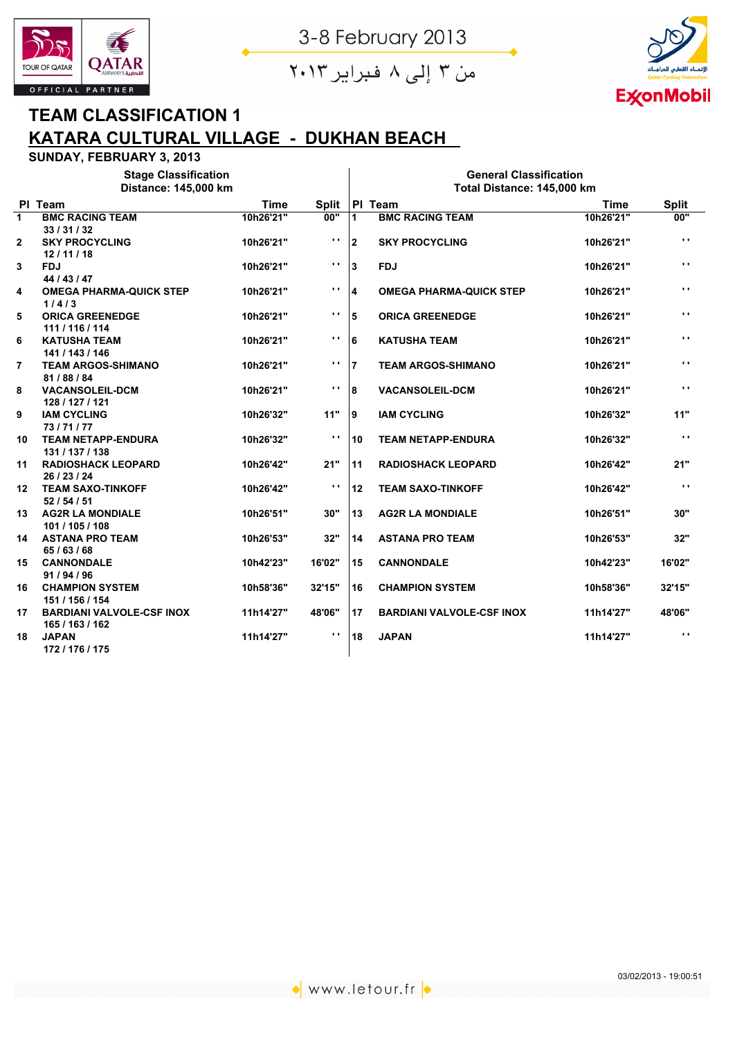3-8 February 2013

من ٣ إلى ٨ فبراير ٢٠١٣

# TEAM CLASSIFICATION 1

## KATARA CULTURAL VILLAGE - DUKHAN BEACH

**SUNDAY, FEBRUARY 3, 2013**

| Stage Classification<br>Distance: 145,000 km | | | | General Classification<br>Total Distance: 145,000 km | | | |
|---|---|---|---|---|---|---|---|
| Pl | Team | Time | Split | Pl | Team | Time | Split |
| 1 | **BMC RACING TEAM**<br>33 / 31 / 32 | 10h26'21" | 00" | 1 | **BMC RACING TEAM** | 10h26'21" | 00" |
| 2 | **SKY PROCYCLING**<br>12 / 11 / 18 | 10h26'21" | " | 2 | **SKY PROCYCLING** | 10h26'21" | " |
| 3 | **FDJ**<br>44 / 43 / 47 | 10h26'21" | " | 3 | **FDJ** | 10h26'21" | " |
| 4 | **OMEGA PHARMA-QUICK STEP**<br>1 / 4 / 3 | 10h26'21" | " | 4 | **OMEGA PHARMA-QUICK STEP** | 10h26'21" | " |
| 5 | **ORICA GREENEDGE**<br>111 / 116 / 114 | 10h26'21" | " | 5 | **ORICA GREENEDGE** | 10h26'21" | " |
| 6 | **KATUSHA TEAM**<br>141 / 143 / 146 | 10h26'21" | " | 6 | **KATUSHA TEAM** | 10h26'21" | " |
| 7 | **TEAM ARGOS-SHIMANO**<br>81 / 88 / 84 | 10h26'21" | " | 7 | **TEAM ARGOS-SHIMANO** | 10h26'21" | " |
| 8 | **VACANSOLEIL-DCM**<br>128 / 127 / 121 | 10h26'21" | " | 8 | **VACANSOLEIL-DCM** | 10h26'21" | " |
| 9 | **IAM CYCLING**<br>73 / 71 / 77 | 10h26'32" | 11" | 9 | **IAM CYCLING** | 10h26'32" | 11" |
| 10 | **TEAM NETAPP-ENDURA**<br>131 / 137 / 138 | 10h26'32" | " | 10 | **TEAM NETAPP-ENDURA** | 10h26'32" | " |
| 11 | **RADIOSHACK LEOPARD**<br>26 / 23 / 24 | 10h26'42" | 21" | 11 | **RADIOSHACK LEOPARD** | 10h26'42" | 21" |
| 12 | **TEAM SAXO-TINKOFF**<br>52 / 54 / 51 | 10h26'42" | " | 12 | **TEAM SAXO-TINKOFF** | 10h26'42" | " |
| 13 | **AG2R LA MONDIALE**<br>101 / 105 / 108 | 10h26'51" | 30" | 13 | **AG2R LA MONDIALE** | 10h26'51" | 30" |
| 14 | **ASTANA PRO TEAM**<br>65 / 63 / 68 | 10h26'53" | 32" | 14 | **ASTANA PRO TEAM** | 10h26'53" | 32" |
| 15 | **CANNONDALE**<br>91 / 94 / 96 | 10h42'23" | 16'02" | 15 | **CANNONDALE** | 10h42'23" | 16'02" |
| 16 | **CHAMPION SYSTEM**<br>151 / 156 / 154 | 10h58'36" | 32'15" | 16 | **CHAMPION SYSTEM** | 10h58'36" | 32'15" |
| 17 | **BARDIANI VALVOLE-CSF INOX**<br>165 / 163 / 162 | 11h14'27" | 48'06" | 17 | **BARDIANI VALVOLE-CSF INOX** | 11h14'27" | 48'06" |
| 18 | **JAPAN**<br>172 / 176 / 175 | 11h14'27" | " | 18 | **JAPAN** | 11h14'27" | " |

03/02/2013 - 19:00:51

www.letour.fr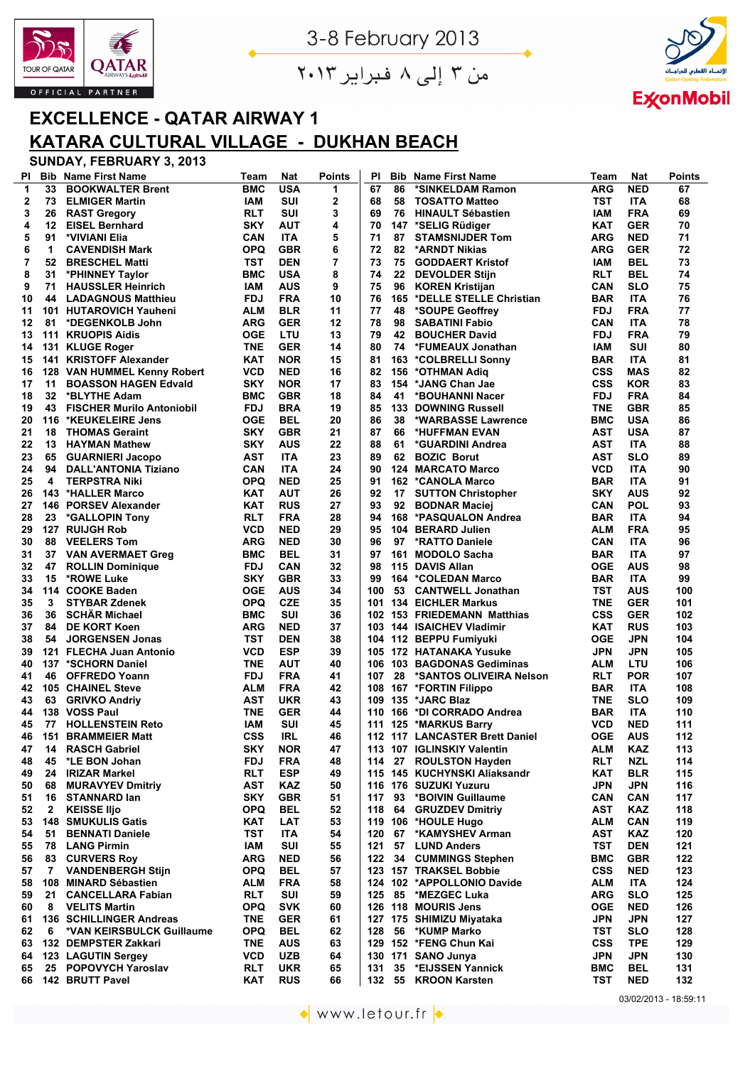3-8 February 2013

من ٣ إلى ٨ فبراير ٢٠١٣

## EXCELLENCE - QATAR AIRWAY 1

## KATARA CULTURAL VILLAGE - DUKHAN BEACH

### SUNDAY, FEBRUARY 3, 2013

| Pl | Bib | Name First Name | Team | Nat | Points |
|---|---|---|---|---|---|
| 1 | 33 | BOOKWALTER Brent | BMC | USA | 1 |
| 2 | 73 | ELMIGER Martin | IAM | SUI | 2 |
| 3 | 26 | RAST Gregory | RLT | SUI | 3 |
| 4 | 12 | EISEL Bernhard | SKY | AUT | 4 |
| 5 | 91 | *VIVIANI Elia | CAN | ITA | 5 |
| 6 | 1 | CAVENDISH Mark | OPQ | GBR | 6 |
| 7 | 52 | BRESCHEL Matti | TST | DEN | 7 |
| 8 | 31 | *PHINNEY Taylor | BMC | USA | 8 |
| 9 | 71 | HAUSSLER Heinrich | IAM | AUS | 9 |
| 10 | 44 | LADAGNOUS Matthieu | FDJ | FRA | 10 |
| 11 | 101 | HUTAROVICH Yauheni | ALM | BLR | 11 |
| 12 | 81 | *DEGENKOLB John | ARG | GER | 12 |
| 13 | 111 | KRUOPIS Aidis | OGE | LTU | 13 |
| 14 | 131 | KLUGE Roger | TNE | GER | 14 |
| 15 | 141 | KRISTOFF Alexander | KAT | NOR | 15 |
| 16 | 128 | VAN HUMMEL Kenny Robert | VCD | NED | 16 |
| 17 | 11 | BOASSON HAGEN Edvald | SKY | NOR | 17 |
| 18 | 32 | *BLYTHE Adam | BMC | GBR | 18 |
| 19 | 43 | FISCHER Murilo Antoniobil | FDJ | BRA | 19 |
| 20 | 116 | *KEUKELEIRE Jens | OGE | BEL | 20 |
| 21 | 18 | THOMAS Geraint | SKY | GBR | 21 |
| 22 | 13 | HAYMAN Mathew | SKY | AUS | 22 |
| 23 | 65 | GUARNIERI Jacopo | AST | ITA | 23 |
| 24 | 94 | DALL'ANTONIA Tiziano | CAN | ITA | 24 |
| 25 | 4 | TERPSTRA Niki | OPQ | NED | 25 |
| 26 | 143 | *HALLER Marco | KAT | AUT | 26 |
| 27 | 146 | PORSEV Alexander | KAT | RUS | 27 |
| 28 | 23 | *GALLOPIN Tony | RLT | FRA | 28 |
| 29 | 127 | RUIJGH Rob | VCD | NED | 29 |
| 30 | 88 | VEELERS Tom | ARG | NED | 30 |
| 31 | 37 | VAN AVERMAET Greg | BMC | BEL | 31 |
| 32 | 47 | ROLLIN Dominique | FDJ | CAN | 32 |
| 33 | 15 | *ROWE Luke | SKY | GBR | 33 |
| 34 | 114 | COOKE Baden | OGE | AUS | 34 |
| 35 | 3 | STYBAR Zdenek | OPQ | CZE | 35 |
| 36 | 36 | SCHÄR Michael | BMC | SUI | 36 |
| 37 | 84 | DE KORT Koen | ARG | NED | 37 |
| 38 | 54 | JORGENSEN Jonas | TST | DEN | 38 |
| 39 | 121 | FLECHA Juan Antonio | VCD | ESP | 39 |
| 40 | 137 | *SCHORN Daniel | TNE | AUT | 40 |
| 41 | 46 | OFFREDO Yoann | FDJ | FRA | 41 |
| 42 | 105 | CHAINEL Steve | ALM | FRA | 42 |
| 43 | 63 | GRIVKO Andriy | AST | UKR | 43 |
| 44 | 138 | VOSS Paul | TNE | GER | 44 |
| 45 | 77 | HOLLENSTEIN Reto | IAM | SUI | 45 |
| 46 | 151 | BRAMMEIER Matt | CSS | IRL | 46 |
| 47 | 14 | RASCH Gabriel | SKY | NOR | 47 |
| 48 | 45 | *LE BON Johan | FDJ | FRA | 48 |
| 49 | 24 | IRIZAR Markel | RLT | ESP | 49 |
| 50 | 68 | MURAVYEV Dmitriy | AST | KAZ | 50 |
| 51 | 16 | STANNARD Ian | SKY | GBR | 51 |
| 52 | 2 | KEISSE Iljo | OPQ | BEL | 52 |
| 53 | 148 | SMUKULIS Gatis | KAT | LAT | 53 |
| 54 | 51 | BENNATI Daniele | TST | ITA | 54 |
| 55 | 78 | LANG Pirmin | IAM | SUI | 55 |
| 56 | 83 | CURVERS Roy | ARG | NED | 56 |
| 57 | 7 | VANDENBERGH Stijn | OPQ | BEL | 57 |
| 58 | 108 | MINARD Sébastien | ALM | FRA | 58 |
| 59 | 21 | CANCELLARA Fabian | RLT | SUI | 59 |
| 60 | 8 | VELITS Martin | OPQ | SVK | 60 |
| 61 | 136 | SCHILLINGER Andreas | TNE | GER | 61 |
| 62 | 6 | *VAN KEIRSBULCK Guillaume | OPQ | BEL | 62 |
| 63 | 132 | DEMPSTER Zakkari | TNE | AUS | 63 |
| 64 | 123 | LAGUTIN Sergey | VCD | UZB | 64 |
| 65 | 25 | POPOVYCH Yaroslav | RLT | UKR | 65 |
| 66 | 142 | BRUTT Pavel | KAT | RUS | 66 |
| 67 | 86 | *SINKELDAM Ramon | ARG | NED | 67 |
| 68 | 58 | TOSATTO Matteo | TST | ITA | 68 |
| 69 | 76 | HINAULT Sébastien | IAM | FRA | 69 |
| 70 | 147 | *SELIG Rüdiger | KAT | GER | 70 |
| 71 | 87 | STAMSNIJDER Tom | ARG | NED | 71 |
| 72 | 82 | *ARNDT Nikias | ARG | GER | 72 |
| 73 | 75 | GODDAERT Kristof | IAM | BEL | 73 |
| 74 | 22 | DEVOLDER Stijn | RLT | BEL | 74 |
| 75 | 96 | KOREN Kristijan | CAN | SLO | 75 |
| 76 | 165 | *DELLE STELLE Christian | BAR | ITA | 76 |
| 77 | 48 | *SOUPE Geoffrey | FDJ | FRA | 77 |
| 78 | 98 | SABATINI Fabio | CAN | ITA | 78 |
| 79 | 42 | BOUCHER David | FDJ | FRA | 79 |
| 80 | 74 | *FUMEAUX Jonathan | IAM | SUI | 80 |
| 81 | 163 | *COLBRELLI Sonny | BAR | ITA | 81 |
| 82 | 156 | *OTHMAN Adiq | CSS | MAS | 82 |
| 83 | 154 | *JANG Chan Jae | CSS | KOR | 83 |
| 84 | 41 | *BOUHANNI Nacer | FDJ | FRA | 84 |
| 85 | 133 | DOWNING Russell | TNE | GBR | 85 |
| 86 | 38 | *WARBASSE Lawrence | BMC | USA | 86 |
| 87 | 66 | *HUFFMAN EVAN | AST | USA | 87 |
| 88 | 61 | *GUARDINI Andrea | AST | ITA | 88 |
| 89 | 62 | BOZIC Borut | AST | SLO | 89 |
| 90 | 124 | MARCATO Marco | VCD | ITA | 90 |
| 91 | 162 | *CANOLA Marco | BAR | ITA | 91 |
| 92 | 17 | SUTTON Christopher | SKY | AUS | 92 |
| 93 | 92 | BODNAR Maciej | CAN | POL | 93 |
| 94 | 168 | *PASQUALON Andrea | BAR | ITA | 94 |
| 95 | 104 | BERARD Julien | ALM | FRA | 95 |
| 96 | 97 | *RATTO Daniele | CAN | ITA | 96 |
| 97 | 161 | MODOLO Sacha | BAR | ITA | 97 |
| 98 | 115 | DAVIS Allan | OGE | AUS | 98 |
| 99 | 164 | *COLEDAN Marco | BAR | ITA | 99 |
| 100 | 53 | CANTWELL Jonathan | TST | AUS | 100 |
| 101 | 134 | EICHLER Markus | TNE | GER | 101 |
| 102 | 153 | FRIEDEMANN Matthias | CSS | GER | 102 |
| 103 | 144 | ISAICHEV Vladimir | KAT | RUS | 103 |
| 104 | 112 | BEPPU Fumiyuki | OGE | JPN | 104 |
| 105 | 172 | HATANAKA Yusuke | JPN | JPN | 105 |
| 106 | 103 | BAGDONAS Gediminas | ALM | LTU | 106 |
| 107 | 28 | *SANTOS OLIVEIRA Nelson | RLT | POR | 107 |
| 108 | 167 | *FORTIN Filippo | BAR | ITA | 108 |
| 109 | 135 | *JARC Blaz | TNE | SLO | 109 |
| 110 | 166 | *DI CORRADO Andrea | BAR | ITA | 110 |
| 111 | 125 | *MARKUS Barry | VCD | NED | 111 |
| 112 | 117 | LANCASTER Brett Daniel | OGE | AUS | 112 |
| 113 | 107 | IGLINSKIY Valentin | ALM | KAZ | 113 |
| 114 | 27 | ROULSTON Hayden | RLT | NZL | 114 |
| 115 | 145 | KUCHYNSKI Aliaksandr | KAT | BLR | 115 |
| 116 | 176 | SUZUKI Yuzuru | JPN | JPN | 116 |
| 117 | 93 | *BOIVIN Guillaume | CAN | CAN | 117 |
| 118 | 64 | GRUZDEV Dmitriy | AST | KAZ | 118 |
| 119 | 106 | *HOULE Hugo | ALM | CAN | 119 |
| 120 | 67 | *KAMYSHEV Arman | AST | KAZ | 120 |
| 121 | 57 | LUND Anders | TST | DEN | 121 |
| 122 | 34 | CUMMINGS Stephen | BMC | GBR | 122 |
| 123 | 157 | TRAKSEL Bobbie | CSS | NED | 123 |
| 124 | 102 | *APPOLLONIO Davide | ALM | ITA | 124 |
| 125 | 85 | *MEZGEC Luka | ARG | SLO | 125 |
| 126 | 118 | MOURIS Jens | OGE | NED | 126 |
| 127 | 175 | SHIMIZU Miyataka | JPN | JPN | 127 |
| 128 | 56 | *KUMP Marko | TST | SLO | 128 |
| 129 | 152 | *FENG Chun Kai | CSS | TPE | 129 |
| 130 | 171 | SANO Junya | JPN | JPN | 130 |
| 131 | 35 | *EIJSSEN Yannick | BMC | BEL | 131 |
| 132 | 55 | KROON Karsten | TST | NED | 132 |

03/02/2013 - 18:59:11

www.letour.fr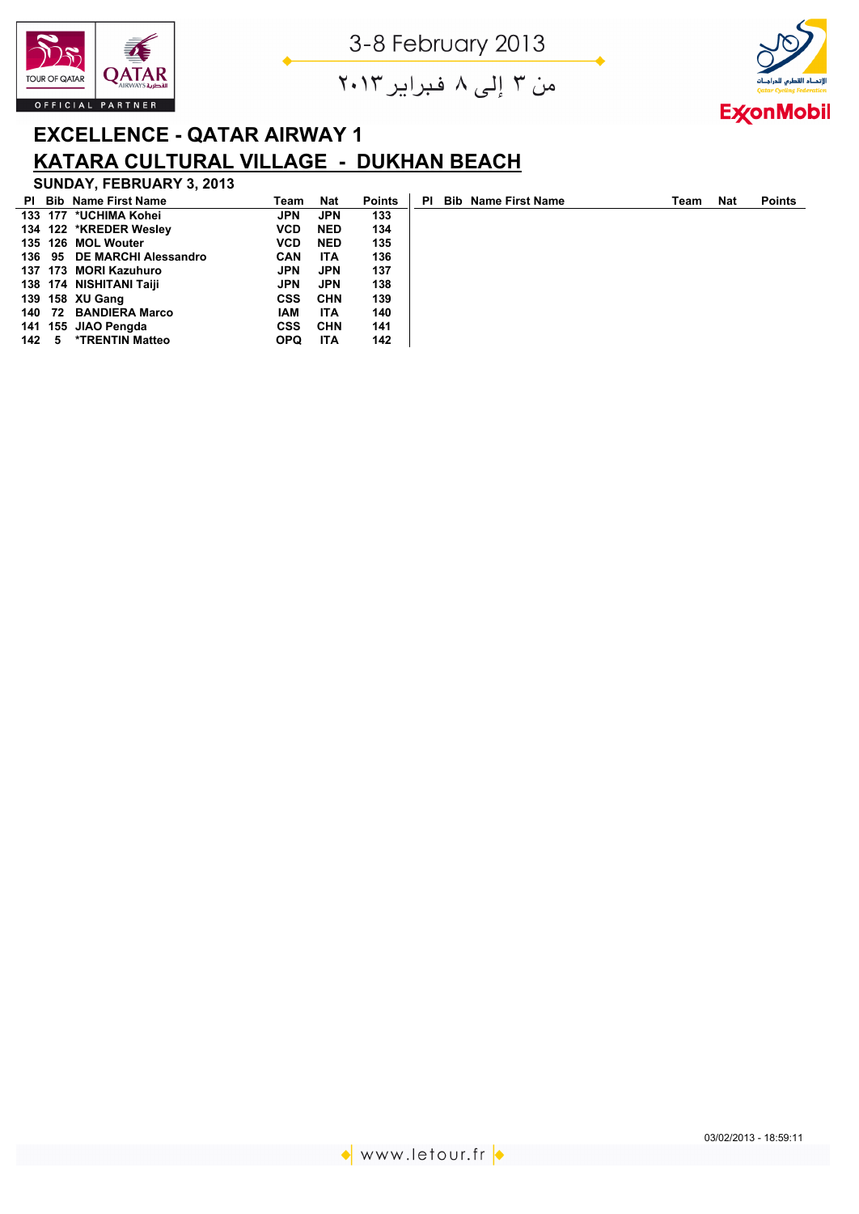3-8 February 2013

من ٣ إلى ٨ فبراير ٢٠١٣

## EXCELLENCE - QATAR AIRWAY 1

## KATARA CULTURAL VILLAGE - DUKHAN BEACH

### SUNDAY, FEBRUARY 3, 2013

| Pl | Bib | Name First Name | Team | Nat | Points |
|---|---|---|---|---|---|
| 133 | 177 | *UCHIMA Kohei | JPN | JPN | 133 |
| 134 | 122 | *KREDER Wesley | VCD | NED | 134 |
| 135 | 126 | MOL Wouter | VCD | NED | 135 |
| 136 | 95 | DE MARCHI Alessandro | CAN | ITA | 136 |
| 137 | 173 | MORI Kazuhuro | JPN | JPN | 137 |
| 138 | 174 | NISHITANI Taiji | JPN | JPN | 138 |
| 139 | 158 | XU Gang | CSS | CHN | 139 |
| 140 | 72 | BANDIERA Marco | IAM | ITA | 140 |
| 141 | 155 | JIAO Pengda | CSS | CHN | 141 |
| 142 | 5 | *TRENTIN Matteo | OPQ | ITA | 142 |

03/02/2013 - 18:59:11

www.letour.fr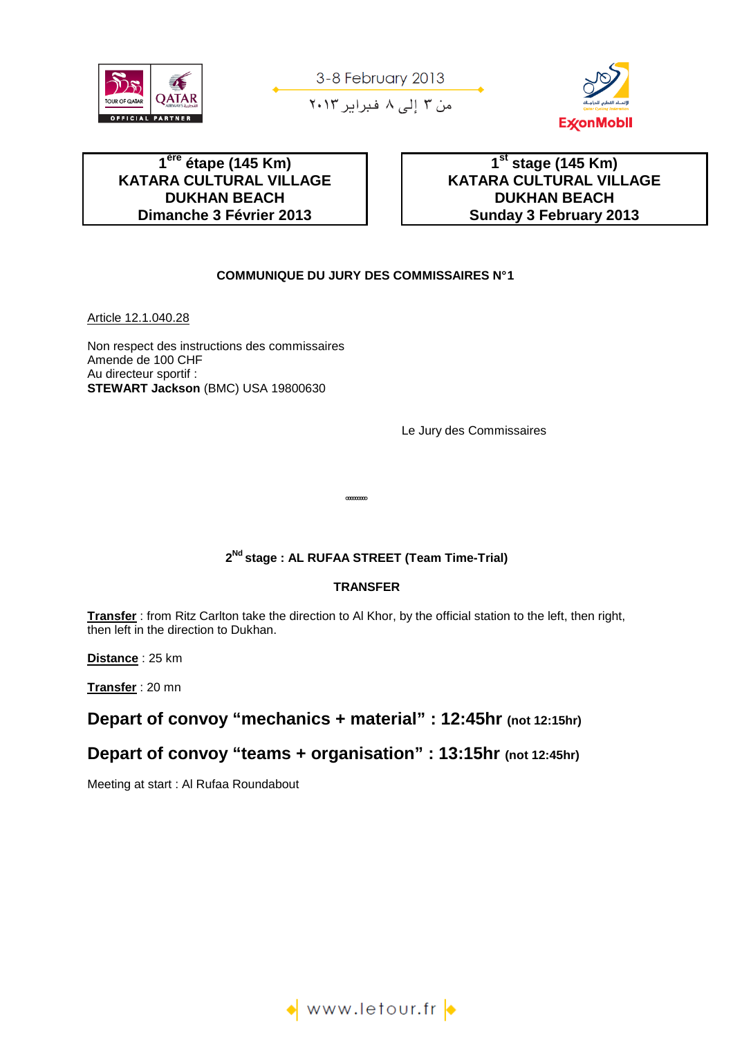3-8 February 2013

من ٣ إلى ٨ فبراير ٢٠١٣

| 1[ère] étape (145 Km)<br>KATARA CULTURAL VILLAGE<br>DUKHAN BEACH<br>Dimanche 3 Février 2013 | 1[st] stage (145 Km)<br>KATARA CULTURAL VILLAGE<br>DUKHAN BEACH<br>Sunday 3 February 2013 |
|---|---|

**COMMUNIQUE DU JURY DES COMMISSAIRES N°1**

Article 12.1.040.28

Non respect des instructions des commissaires
Amende de 100 CHF
Au directeur sportif :
**STEWART Jackson** (BMC) USA 19800630

Le Jury des Commissaires

ooooooooo

**2[Nd] stage : AL RUFAA STREET (Team Time-Trial)**

**TRANSFER**

**Transfer** : from Ritz Carlton take the direction to Al Khor, by the official station to the left, then right, then left in the direction to Dukhan.

**Distance** : 25 km

**Transfer** : 20 mn

## Depart of convoy "mechanics + material" : 12:45hr (not 12:15hr)

## Depart of convoy "teams + organisation" : 13:15hr (not 12:45hr)

Meeting at start : Al Rufaa Roundabout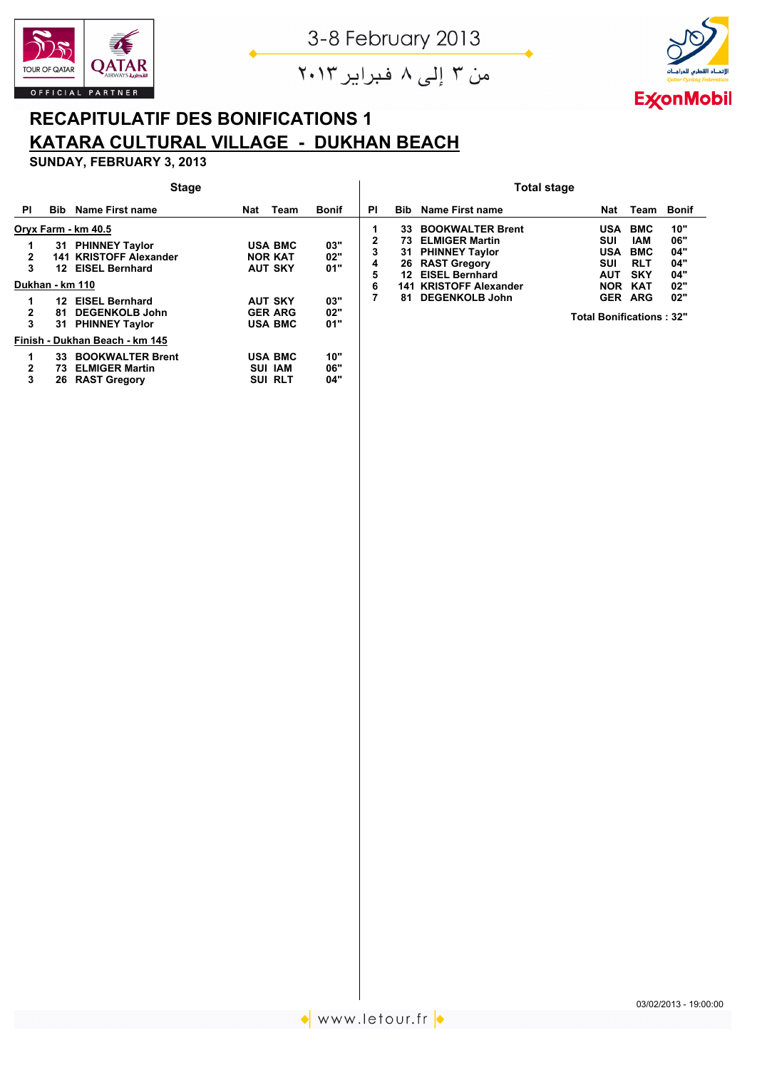3-8 February 2013

من ٣ إلى ٨ فبراير ٢٠١٣

# RECAPITULATIF DES BONIFICATIONS 1

## KATARA CULTURAL VILLAGE - DUKHAN BEACH

**SUNDAY, FEBRUARY 3, 2013**

### Stage

| Pl | Bib | Name First name | Nat | Team | Bonif |
|---|---|---|---|---|---|
| **Oryx Farm - km 40.5** | | | | | |
| 1 | 31 | PHINNEY Taylor | USA | BMC | 03" |
| 2 | 141 | KRISTOFF Alexander | NOR | KAT | 02" |
| 3 | 12 | EISEL Bernhard | AUT | SKY | 01" |
| **Dukhan - km 110** | | | | | |
| 1 | 12 | EISEL Bernhard | AUT | SKY | 03" |
| 2 | 81 | DEGENKOLB John | GER | ARG | 02" |
| 3 | 31 | PHINNEY Taylor | USA | BMC | 01" |
| **Finish - Dukhan Beach - km 145** | | | | | |
| 1 | 33 | BOOKWALTER Brent | USA | BMC | 10" |
| 2 | 73 | ELMIGER Martin | SUI | IAM | 06" |
| 3 | 26 | RAST Gregory | SUI | RLT | 04" |

### Total stage

| Pl | Bib | Name First name | Nat | Team | Bonif |
|---|---|---|---|---|---|
| 1 | 33 | BOOKWALTER Brent | USA | BMC | 10" |
| 2 | 73 | ELMIGER Martin | SUI | IAM | 06" |
| 3 | 31 | PHINNEY Taylor | USA | BMC | 04" |
| 4 | 26 | RAST Gregory | SUI | RLT | 04" |
| 5 | 12 | EISEL Bernhard | AUT | SKY | 04" |
| 6 | 141 | KRISTOFF Alexander | NOR | KAT | 02" |
| 7 | 81 | DEGENKOLB John | GER | ARG | 02" |

**Total Bonifications : 32"**

03/02/2013 - 19:00:00

www.letour.fr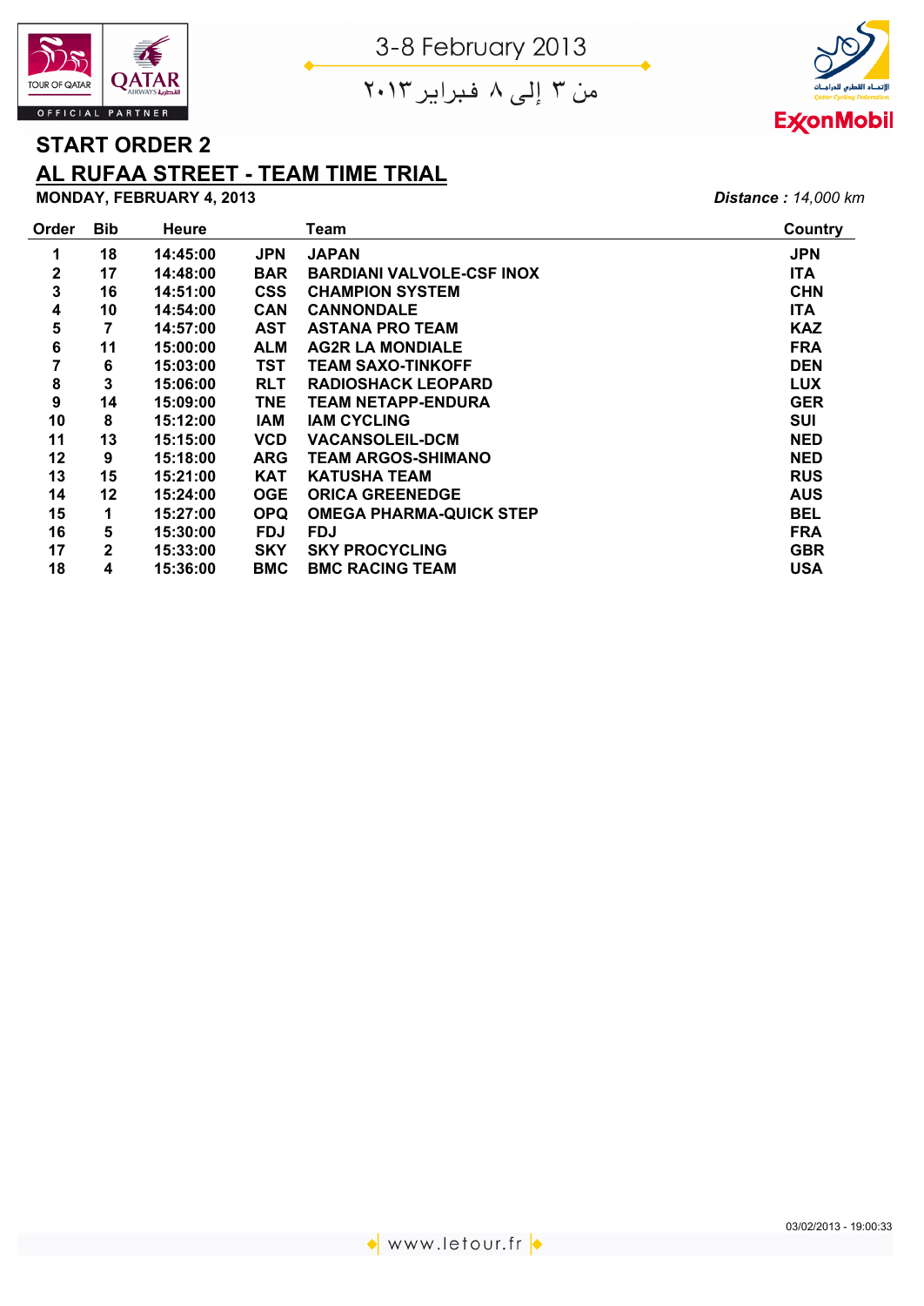3-8 February 2013

من ٣ إلى ٨ فبراير ٢٠١٣

# START ORDER 2

## AL RUFAA STREET - TEAM TIME TRIAL

**MONDAY, FEBRUARY 4, 2013**

***Distance :*** *14,000 km*

| Order | Bib | Heure | | Team | Country |
|---|---|---|---|---|---|
| 1 | 18 | 14:45:00 | JPN | JAPAN | JPN |
| 2 | 17 | 14:48:00 | BAR | BARDIANI VALVOLE-CSF INOX | ITA |
| 3 | 16 | 14:51:00 | CSS | CHAMPION SYSTEM | CHN |
| 4 | 10 | 14:54:00 | CAN | CANNONDALE | ITA |
| 5 | 7 | 14:57:00 | AST | ASTANA PRO TEAM | KAZ |
| 6 | 11 | 15:00:00 | ALM | AG2R LA MONDIALE | FRA |
| 7 | 6 | 15:03:00 | TST | TEAM SAXO-TINKOFF | DEN |
| 8 | 3 | 15:06:00 | RLT | RADIOSHACK LEOPARD | LUX |
| 9 | 14 | 15:09:00 | TNE | TEAM NETAPP-ENDURA | GER |
| 10 | 8 | 15:12:00 | IAM | IAM CYCLING | SUI |
| 11 | 13 | 15:15:00 | VCD | VACANSOLEIL-DCM | NED |
| 12 | 9 | 15:18:00 | ARG | TEAM ARGOS-SHIMANO | NED |
| 13 | 15 | 15:21:00 | KAT | KATUSHA TEAM | RUS |
| 14 | 12 | 15:24:00 | OGE | ORICA GREENEDGE | AUS |
| 15 | 1 | 15:27:00 | OPQ | OMEGA PHARMA-QUICK STEP | BEL |
| 16 | 5 | 15:30:00 | FDJ | FDJ | FRA |
| 17 | 2 | 15:33:00 | SKY | SKY PROCYCLING | GBR |
| 18 | 4 | 15:36:00 | BMC | BMC RACING TEAM | USA |

03/02/2013 - 19:00:33

www.letour.fr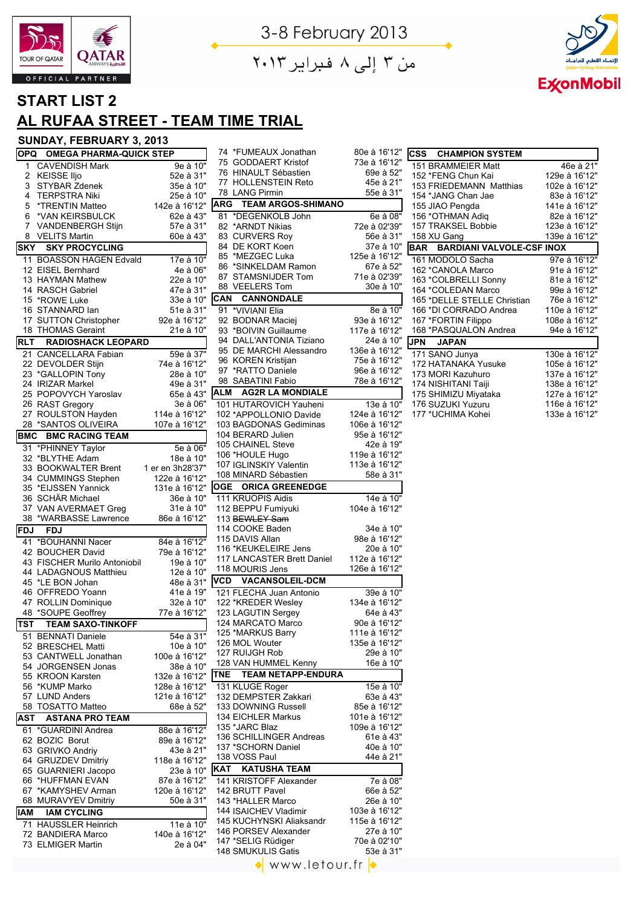3-8 February 2013

من ٣ إلى ٨ فبراير ٢٠١٣

# START LIST 2

## AL RUFAA STREET - TEAM TIME TRIAL

### SUNDAY, FEBRUARY 3, 2013

**OPQ OMEGA PHARMA-QUICK STEP**

| | | |
|---|---|---|
| 1 | CAVENDISH Mark | 9e à 10" |
| 2 | KEISSE Iljo | 52e à 31" |
| 3 | STYBAR Zdenek | 35e à 10" |
| 4 | TERPSTRA Niki | 25e à 10" |
| 5 | *TRENTIN Matteo | 142e à 16'12" |
| 6 | *VAN KEIRSBULCK | 62e à 43" |
| 7 | VANDENBERGH Stijn | 57e à 31" |
| 8 | VELITS Martin | 60e à 43" |

**SKY SKY PROCYCLING**

| | | |
|---|---|---|
| 11 | BOASSON HAGEN Edvald | 17e à 10" |
| 12 | EISEL Bernhard | 4e à 06" |
| 13 | HAYMAN Mathew | 22e à 10" |
| 14 | RASCH Gabriel | 47e à 31" |
| 15 | *ROWE Luke | 33e à 10" |
| 16 | STANNARD Ian | 51e à 31" |
| 17 | SUTTON Christopher | 92e à 16'12" |
| 18 | THOMAS Geraint | 21e à 10" |

**RLT RADIOSHACK LEOPARD**

| | | |
|---|---|---|
| 21 | CANCELLARA Fabian | 59e à 37" |
| 22 | DEVOLDER Stijn | 74e à 16'12" |
| 23 | *GALLOPIN Tony | 28e à 10" |
| 24 | IRIZAR Markel | 49e à 31" |
| 25 | POPOVYCH Yaroslav | 65e à 43" |
| 26 | RAST Gregory | 3e à 06" |
| 27 | ROULSTON Hayden | 114e à 16'12" |
| 28 | *SANTOS OLIVEIRA | 107e à 16'12" |

**BMC BMC RACING TEAM**

| | | |
|---|---|---|
| 31 | *PHINNEY Taylor | 5e à 06" |
| 32 | *BLYTHE Adam | 18e à 10" |
| 33 | BOOKWALTER Brent | 1 er en 3h28'37" |
| 34 | CUMMINGS Stephen | 122e à 16'12" |
| 35 | *EIJSSEN Yannick | 131e à 16'12" |
| 36 | SCHÄR Michael | 36e à 10" |
| 37 | VAN AVERMAET Greg | 31e à 10" |
| 38 | *WARBASSE Lawrence | 86e à 16'12" |

**FDJ FDJ**

| | | |
|---|---|---|
| 41 | *BOUHANNI Nacer | 84e à 16'12" |
| 42 | BOUCHER David | 79e à 16'12" |
| 43 | FISCHER Murilo Antoniobil | 19e à 10" |
| 44 | LADAGNOUS Matthieu | 12e à 10" |
| 45 | *LE BON Johan | 48e à 31" |
| 46 | OFFREDO Yoann | 41e à 19" |
| 47 | ROLLIN Dominique | 32e à 10" |
| 48 | *SOUPE Geoffrey | 77e à 16'12" |

**TST TEAM SAXO-TINKOFF**

| | | |
|---|---|---|
| 51 | BENNATI Daniele | 54e à 31" |
| 52 | BRESCHEL Matti | 10e à 10" |
| 53 | CANTWELL Jonathan | 100e à 16'12" |
| 54 | JORGENSEN Jonas | 38e à 10" |
| 55 | KROON Karsten | 132e à 16'12" |
| 56 | *KUMP Marko | 128e à 16'12" |
| 57 | LUND Anders | 121e à 16'12" |
| 58 | TOSATTO Matteo | 68e à 52" |

**AST ASTANA PRO TEAM**

| | | |
|---|---|---|
| 61 | *GUARDINI Andrea | 88e à 16'12" |
| 62 | BOZIC Borut | 89e à 16'12" |
| 63 | GRIVKO Andriy | 43e à 21" |
| 64 | GRUZDEV Dmitriy | 118e à 16'12" |
| 65 | GUARNIERI Jacopo | 23e à 10" |
| 66 | *HUFFMAN EVAN | 87e à 16'12" |
| 67 | *KAMYSHEV Arman | 120e à 16'12" |
| 68 | MURAVYEV Dmitriy | 50e à 31" |

**IAM IAM CYCLING**

| | | |
|---|---|---|
| 71 | HAUSSLER Heinrich | 11e à 10" |
| 72 | BANDIERA Marco | 140e à 16'12" |
| 73 | ELMIGER Martin | 2e à 04" |
| 74 | *FUMEAUX Jonathan | 80e à 16'12" |
| 75 | GODDAERT Kristof | 73e à 16'12" |
| 76 | HINAULT Sébastien | 69e à 52" |
| 77 | HOLLENSTEIN Reto | 45e à 21" |
| 78 | LANG Pirmin | 55e à 31" |

**ARG TEAM ARGOS-SHIMANO**

| | | |
|---|---|---|
| 81 | *DEGENKOLB John | 6e à 08" |
| 82 | *ARNDT Nikias | 72e à 02'39" |
| 83 | CURVERS Roy | 56e à 31" |
| 84 | DE KORT Koen | 37e à 10" |
| 85 | *MEZGEC Luka | 125e à 16'12" |
| 86 | *SINKELDAM Ramon | 67e à 52" |
| 87 | STAMSNIJDER Tom | 71e à 02'39" |
| 88 | VEELERS Tom | 30e à 10" |

**CAN CANNONDALE**

| | | |
|---|---|---|
| 91 | *VIVIANI Elia | 8e à 10" |
| 92 | BODNAR Maciej | 93e à 16'12" |
| 93 | *BOIVIN Guillaume | 117e à 16'12" |
| 94 | DALL'ANTONIA Tiziano | 24e à 10" |
| 95 | DE MARCHI Alessandro | 136e à 16'12" |
| 96 | KOREN Kristijan | 75e à 16'12" |
| 97 | *RATTO Daniele | 96e à 16'12" |
| 98 | SABATINI Fabio | 78e à 16'12" |

**ALM AG2R LA MONDIALE**

| | | |
|---|---|---|
| 101 | HUTAROVICH Yauheni | 13e à 10" |
| 102 | *APPOLLONIO Davide | 124e à 16'12" |
| 103 | BAGDONAS Gediminas | 106e à 16'12" |
| 104 | BERARD Julien | 95e à 16'12" |
| 105 | CHAINEL Steve | 42e à 19" |
| 106 | *HOULE Hugo | 119e à 16'12" |
| 107 | IGLINSKIY Valentin | 113e à 16'12" |
| 108 | MINARD Sébastien | 58e à 31" |

**OGE ORICA GREENEDGE**

| | | |
|---|---|---|
| 111 | KRUOPIS Aidis | 14e à 10" |
| 112 | BEPPU Fumiyuki | 104e à 16'12" |
| 113 | ~~BEWLEY Sam~~ | |
| 114 | COOKE Baden | 34e à 10" |
| 115 | DAVIS Allan | 98e à 16'12" |
| 116 | *KEUKELEIRE Jens | 20e à 10" |
| 117 | LANCASTER Brett Daniel | 112e à 16'12" |
| 118 | MOURIS Jens | 126e à 16'12" |

**VCD VACANSOLEIL-DCM**

| | | |
|---|---|---|
| 121 | FLECHA Juan Antonio | 39e à 10" |
| 122 | *KREDER Wesley | 134e à 16'12" |
| 123 | LAGUTIN Sergey | 64e à 43" |
| 124 | MARCATO Marco | 90e à 16'12" |
| 125 | *MARKUS Barry | 111e à 16'12" |
| 126 | MOL Wouter | 135e à 16'12" |
| 127 | RUIJGH Rob | 29e à 10" |
| 128 | VAN HUMMEL Kenny | 16e à 10" |

**TNE TEAM NETAPP-ENDURA**

| | | |
|---|---|---|
| 131 | KLUGE Roger | 15e à 10" |
| 132 | DEMPSTER Zakkari | 63e à 43" |
| 133 | DOWNING Russell | 85e à 16'12" |
| 134 | EICHLER Markus | 101e à 16'12" |
| 135 | *JARC Blaz | 109e à 16'12" |
| 136 | SCHILLINGER Andreas | 61e à 43" |
| 137 | *SCHORN Daniel | 40e à 10" |
| 138 | VOSS Paul | 44e à 21" |

**KAT KATUSHA TEAM**

| | | |
|---|---|---|
| 141 | KRISTOFF Alexander | 7e à 08" |
| 142 | BRUTT Pavel | 66e à 52" |
| 143 | *HALLER Marco | 26e à 10" |
| 144 | ISAICHEV Vladimir | 103e à 16'12" |
| 145 | KUCHYNSKI Aliaksandr | 115e à 16'12" |
| 146 | PORSEV Alexander | 27e à 10" |
| 147 | *SELIG Rüdiger | 70e à 02'10" |
| 148 | SMUKULIS Gatis | 53e à 31" |

**CSS CHAMPION SYSTEM**

| | | |
|---|---|---|
| 151 | BRAMMEIER Matt | 46e à 21" |
| 152 | *FENG Chun Kai | 129e à 16'12" |
| 153 | FRIEDEMANN Matthias | 102e à 16'12" |
| 154 | *JANG Chan Jae | 83e à 16'12" |
| 155 | JIAO Pengda | 141e à 16'12" |
| 156 | *OTHMAN Adiq | 82e à 16'12" |
| 157 | TRAKSEL Bobbie | 123e à 16'12" |
| 158 | XU Gang | 139e à 16'12" |

**BAR BARDIANI VALVOLE-CSF INOX**

| | | |
|---|---|---|
| 161 | MODOLO Sacha | 97e à 16'12" |
| 162 | *CANOLA Marco | 91e à 16'12" |
| 163 | *COLBRELLI Sonny | 81e à 16'12" |
| 164 | *COLEDAN Marco | 99e à 16'12" |
| 165 | *DELLE STELLE Christian | 76e à 16'12" |
| 166 | *DI CORRADO Andrea | 110e à 16'12" |
| 167 | *FORTIN Filippo | 108e à 16'12" |
| 168 | *PASQUALON Andrea | 94e à 16'12" |

**JPN JAPAN**

| | | |
|---|---|---|
| 171 | SANO Junya | 130e à 16'12" |
| 172 | HATANAKA Yusuke | 105e à 16'12" |
| 173 | MORI Kazuhuro | 137e à 16'12" |
| 174 | NISHITANI Taiji | 138e à 16'12" |
| 175 | SHIMIZU Miyataka | 127e à 16'12" |
| 176 | SUZUKI Yuzuru | 116e à 16'12" |
| 177 | *UCHIMA Kohei | 133e à 16'12" |

www.letour.fr